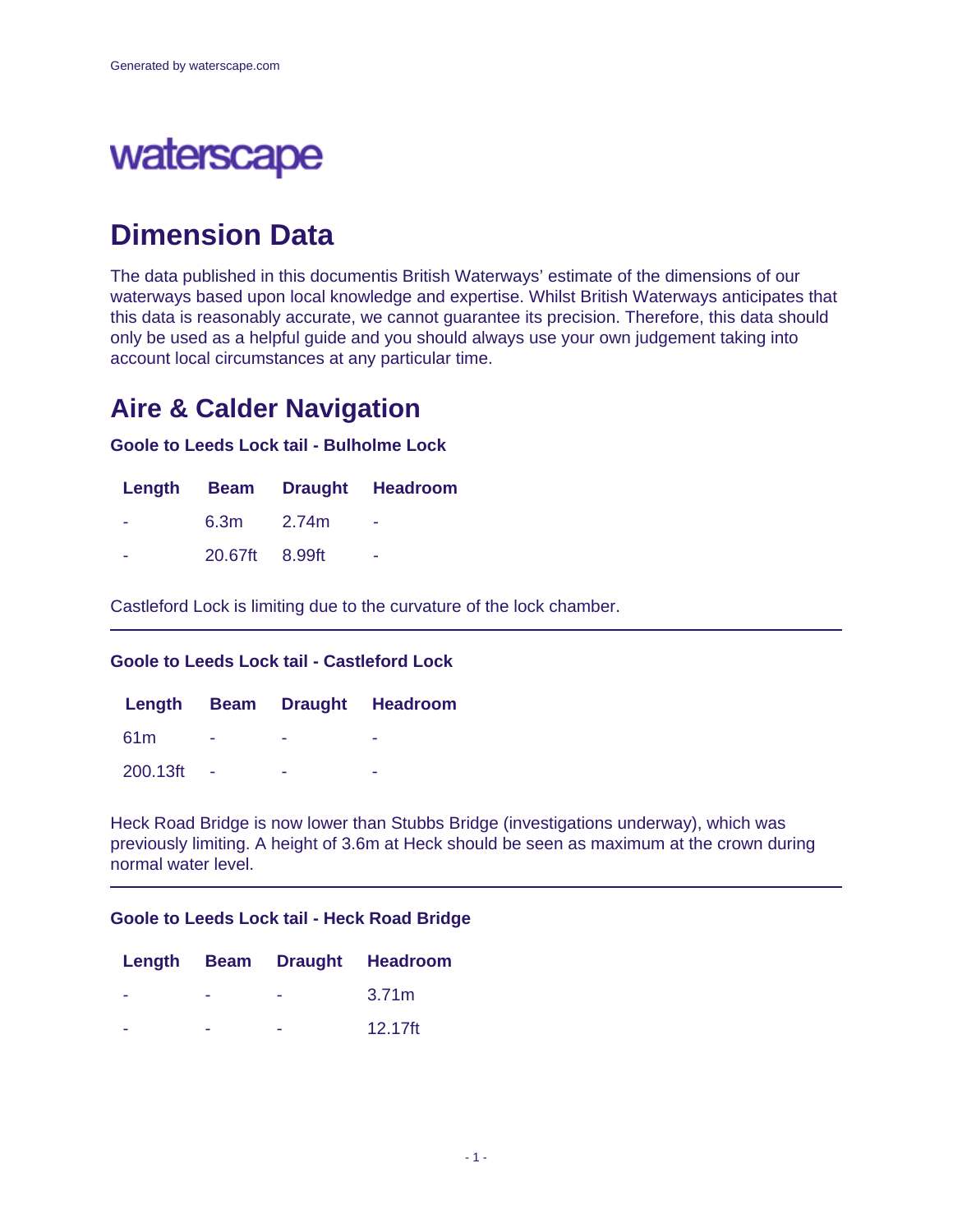Generated by waterscape.com

waterscape

# Dimension Data

The data published in this documentis British Waterways' estimate of the dimensions of our waterways based upon local knowledge and expertise. Whilst British Waterways anticipates that this data is reasonably accurate, we cannot guarantee its precision. Therefore, this data should only be used as a helpful guide and you should always use your own judgement taking into account local circumstances at any particular time.

## Aire & Calder Navigation

### Goole to Leeds Lock tail - Bulholme Lock

| Length | Beam | Draught | Headroom |
|---|---|---|---|
| - | 6.3m | 2.74m | - |
| - | 20.67ft | 8.99ft | - |

Castleford Lock is limiting due to the curvature of the lock chamber.

---

### Goole to Leeds Lock tail - Castleford Lock

| Length | Beam | Draught | Headroom |
|---|---|---|---|
| 61m | - | - | - |
| 200.13ft | - | - | - |

Heck Road Bridge is now lower than Stubbs Bridge (investigations underway), which was previously limiting. A height of 3.6m at Heck should be seen as maximum at the crown during normal water level.

---

### Goole to Leeds Lock tail - Heck Road Bridge

| Length | Beam | Draught | Headroom |
|---|---|---|---|
| - | - | - | 3.71m |
| - | - | - | 12.17ft |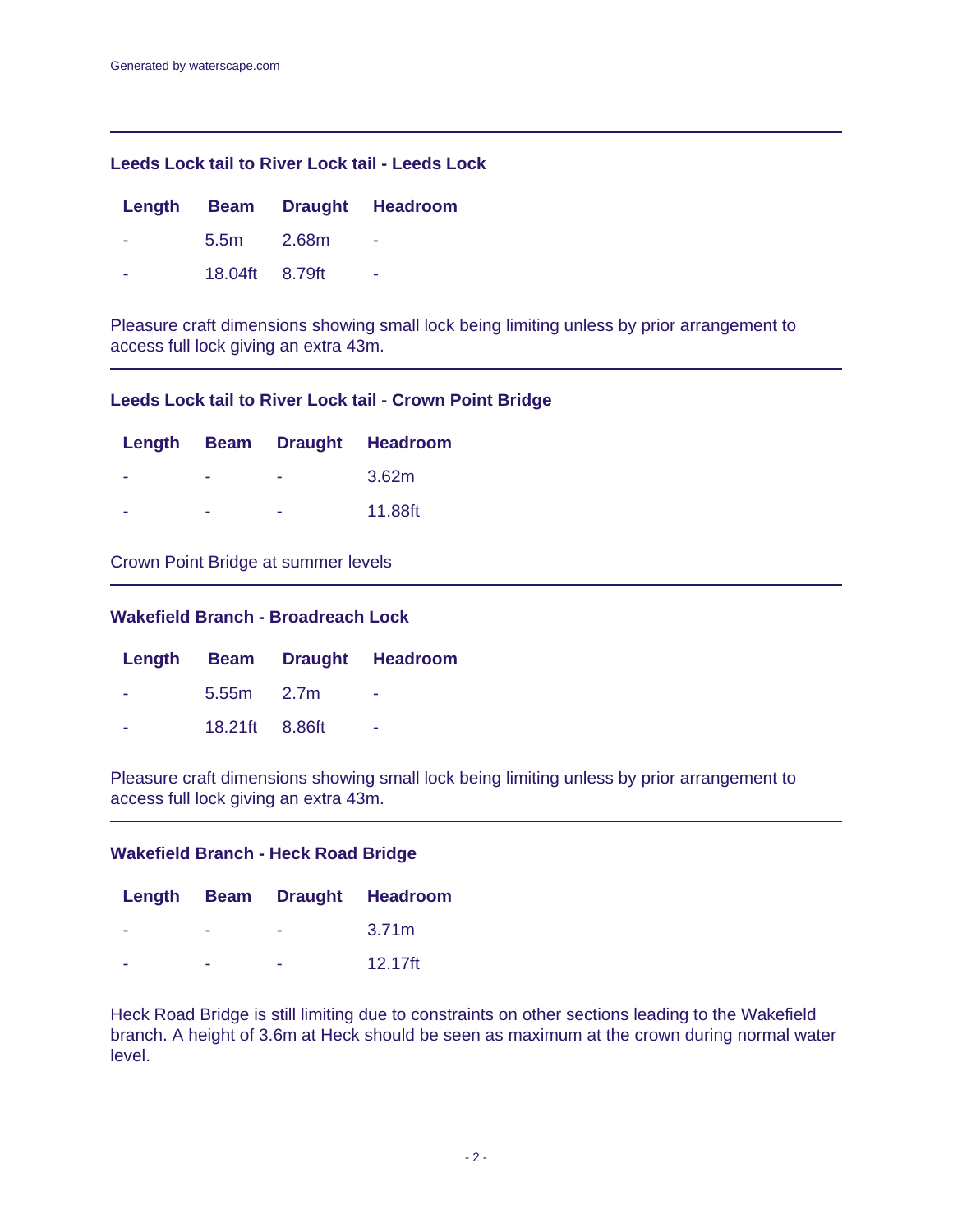### Leeds Lock tail to River Lock tail - Leeds Lock

| Length | Beam | Draught | Headroom |
|---|---|---|---|
| - | 5.5m | 2.68m | - |
| - | 18.04ft | 8.79ft | - |

Pleasure craft dimensions showing small lock being limiting unless by prior arrangement to access full lock giving an extra 43m.

### Leeds Lock tail to River Lock tail - Crown Point Bridge

| Length | Beam | Draught | Headroom |
|---|---|---|---|
| - | - | - | 3.62m |
| - | - | - | 11.88ft |

Crown Point Bridge at summer levels

### Wakefield Branch - Broadreach Lock

| Length | Beam | Draught | Headroom |
|---|---|---|---|
| - | 5.55m | 2.7m | - |
| - | 18.21ft | 8.86ft | - |

Pleasure craft dimensions showing small lock being limiting unless by prior arrangement to access full lock giving an extra 43m.

### Wakefield Branch - Heck Road Bridge

| Length | Beam | Draught | Headroom |
|---|---|---|---|
| - | - | - | 3.71m |
| - | - | - | 12.17ft |

Heck Road Bridge is still limiting due to constraints on other sections leading to the Wakefield branch. A height of 3.6m at Heck should be seen as maximum at the crown during normal water level.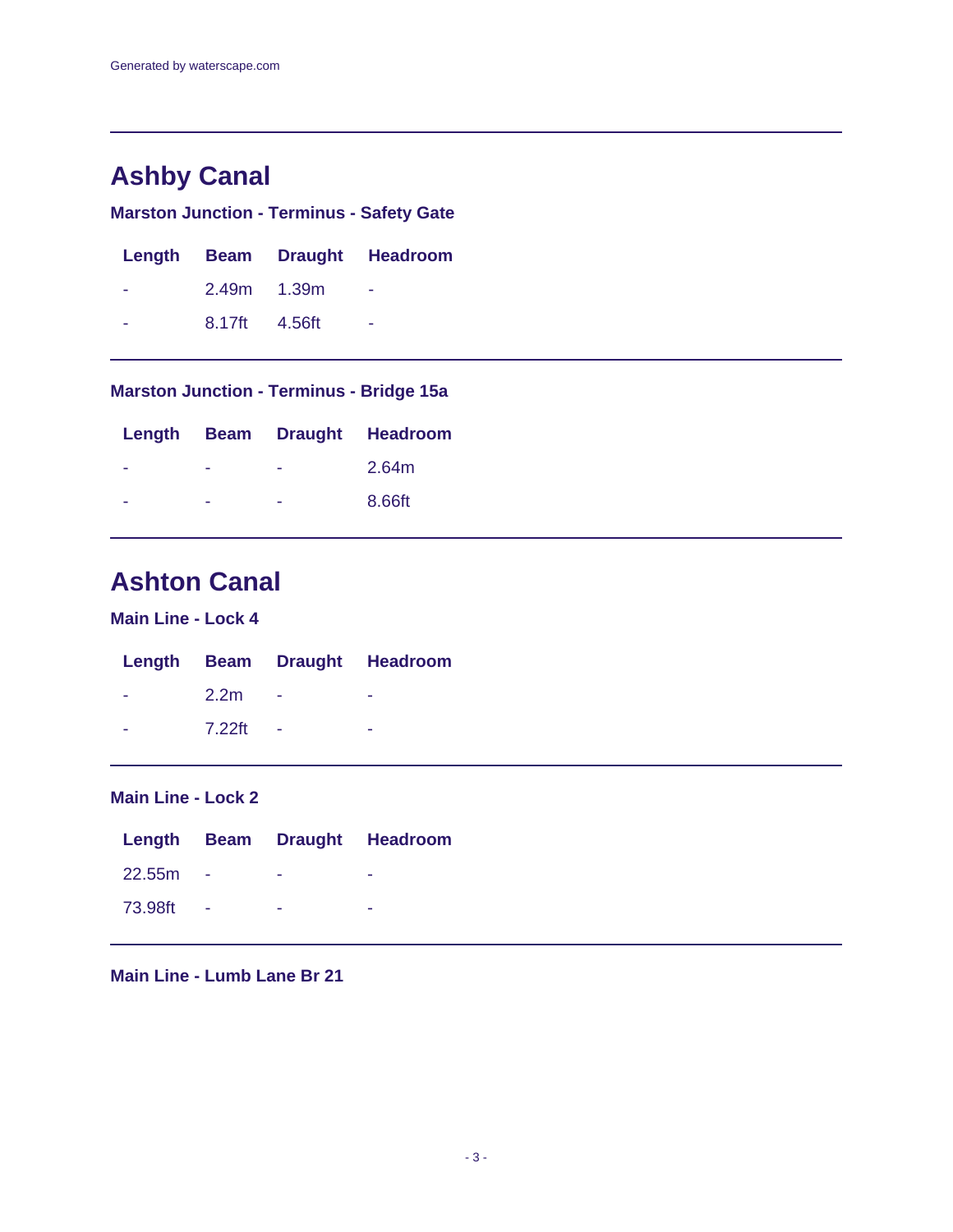## Ashby Canal

### Marston Junction - Terminus - Safety Gate

| Length | Beam | Draught | Headroom |
|---|---|---|---|
| - | 2.49m | 1.39m | - |
| - | 8.17ft | 4.56ft | - |

### Marston Junction - Terminus - Bridge 15a

| Length | Beam | Draught | Headroom |
|---|---|---|---|
| - | - | - | 2.64m |
| - | - | - | 8.66ft |

## Ashton Canal

### Main Line - Lock 4

| Length | Beam | Draught | Headroom |
|---|---|---|---|
| - | 2.2m | - | - |
| - | 7.22ft | - | - |

### Main Line - Lock 2

| Length | Beam | Draught | Headroom |
|---|---|---|---|
| 22.55m | - | - | - |
| 73.98ft | - | - | - |

### Main Line - Lumb Lane Br 21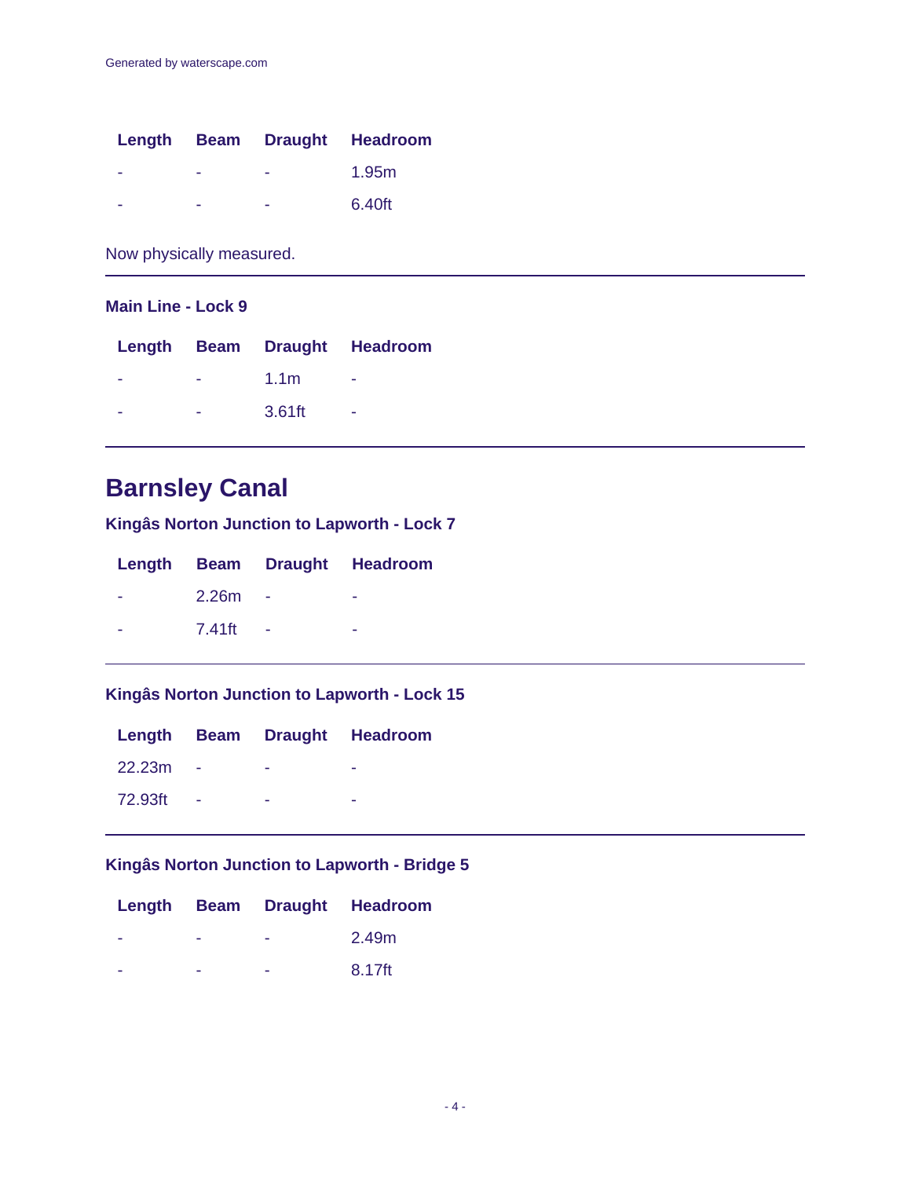| Length | Beam | Draught | Headroom |
|---|---|---|---|
| - | - | - | 1.95m |
| - | - | - | 6.40ft |

Now physically measured.

### Main Line - Lock 9

| Length | Beam | Draught | Headroom |
|---|---|---|---|
| - | - | 1.1m | - |
| - | - | 3.61ft | - |

## Barnsley Canal

### Kingâs Norton Junction to Lapworth - Lock 7

| Length | Beam | Draught | Headroom |
|---|---|---|---|
| - | 2.26m | - | - |
| - | 7.41ft | - | - |

### Kingâs Norton Junction to Lapworth - Lock 15

| Length | Beam | Draught | Headroom |
|---|---|---|---|
| 22.23m | - | - | - |
| 72.93ft | - | - | - |

### Kingâs Norton Junction to Lapworth - Bridge 5

| Length | Beam | Draught | Headroom |
|---|---|---|---|
| - | - | - | 2.49m |
| - | - | - | 8.17ft |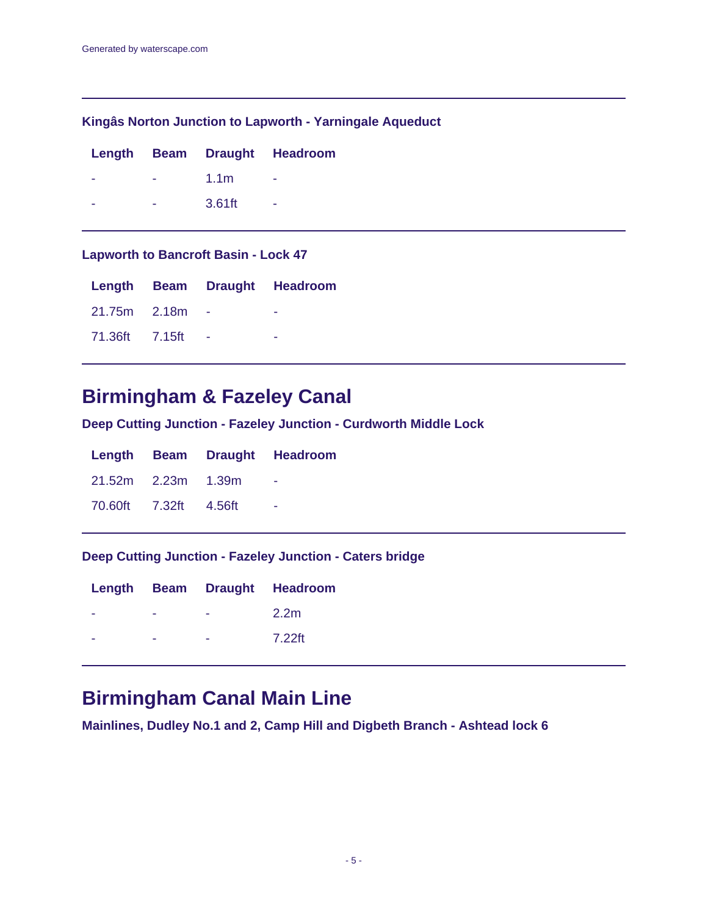### Kingâs Norton Junction to Lapworth - Yarningale Aqueduct

| Length | Beam | Draught | Headroom |
|---|---|---|---|
| - | - | 1.1m | - |
| - | - | 3.61ft | - |

### Lapworth to Bancroft Basin - Lock 47

| Length | Beam | Draught | Headroom |
|---|---|---|---|
| 21.75m | 2.18m | - | - |
| 71.36ft | 7.15ft | - | - |

## Birmingham & Fazeley Canal

### Deep Cutting Junction - Fazeley Junction - Curdworth Middle Lock

| Length | Beam | Draught | Headroom |
|---|---|---|---|
| 21.52m | 2.23m | 1.39m | - |
| 70.60ft | 7.32ft | 4.56ft | - |

### Deep Cutting Junction - Fazeley Junction - Caters bridge

| Length | Beam | Draught | Headroom |
|---|---|---|---|
| - | - | - | 2.2m |
| - | - | - | 7.22ft |

## Birmingham Canal Main Line

### Mainlines, Dudley No.1 and 2, Camp Hill and Digbeth Branch - Ashtead lock 6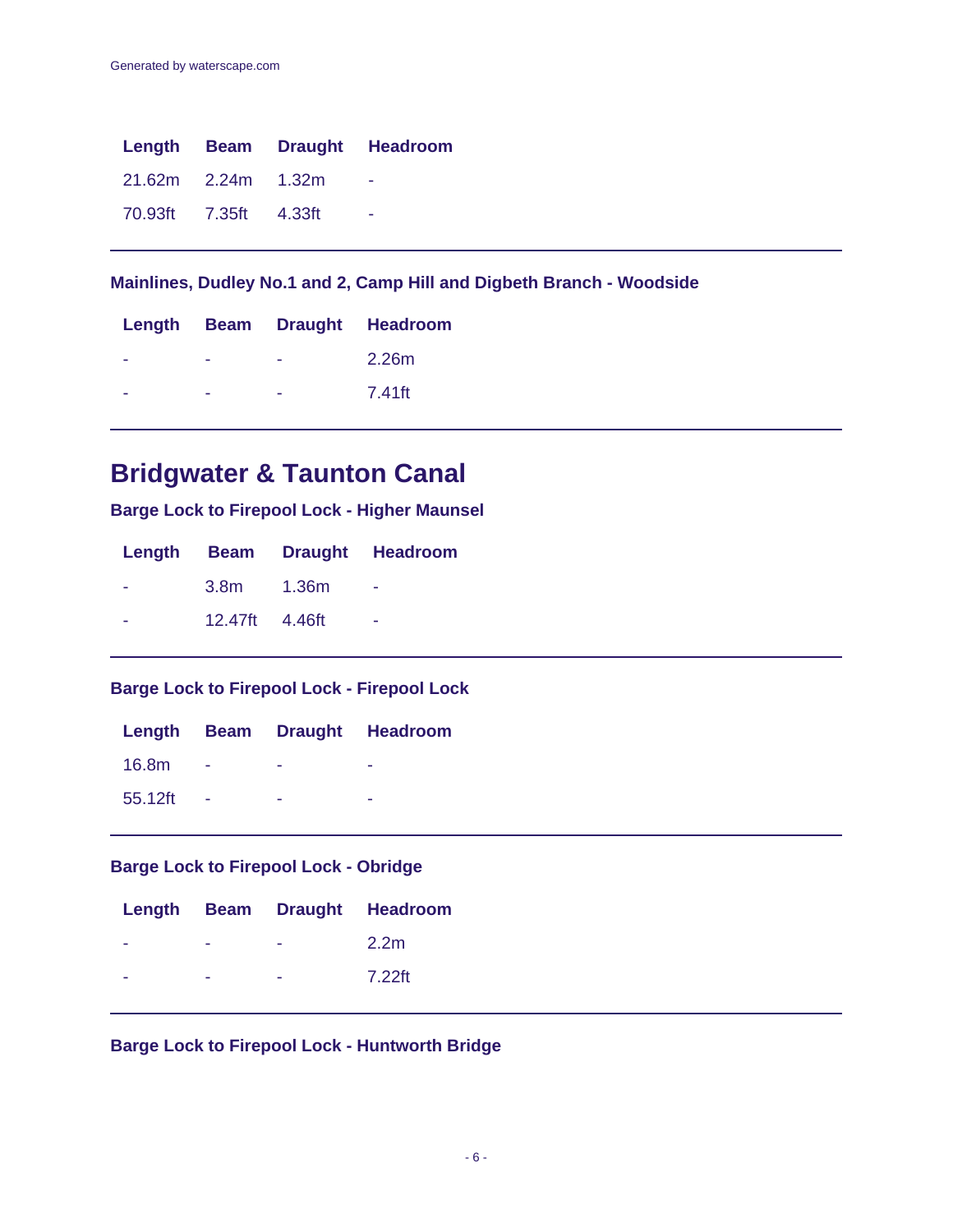| Length | Beam | Draught | Headroom |
|---|---|---|---|
| 21.62m | 2.24m | 1.32m | - |
| 70.93ft | 7.35ft | 4.33ft | - |

### Mainlines, Dudley No.1 and 2, Camp Hill and Digbeth Branch - Woodside

| Length | Beam | Draught | Headroom |
|---|---|---|---|
| - | - | - | 2.26m |
| - | - | - | 7.41ft |

## Bridgwater & Taunton Canal

### Barge Lock to Firepool Lock - Higher Maunsel

| Length | Beam | Draught | Headroom |
|---|---|---|---|
| - | 3.8m | 1.36m | - |
| - | 12.47ft | 4.46ft | - |

### Barge Lock to Firepool Lock - Firepool Lock

| Length | Beam | Draught | Headroom |
|---|---|---|---|
| 16.8m | - | - | - |
| 55.12ft | - | - | - |

### Barge Lock to Firepool Lock - Obridge

| Length | Beam | Draught | Headroom |
|---|---|---|---|
| - | - | - | 2.2m |
| - | - | - | 7.22ft |

### Barge Lock to Firepool Lock - Huntworth Bridge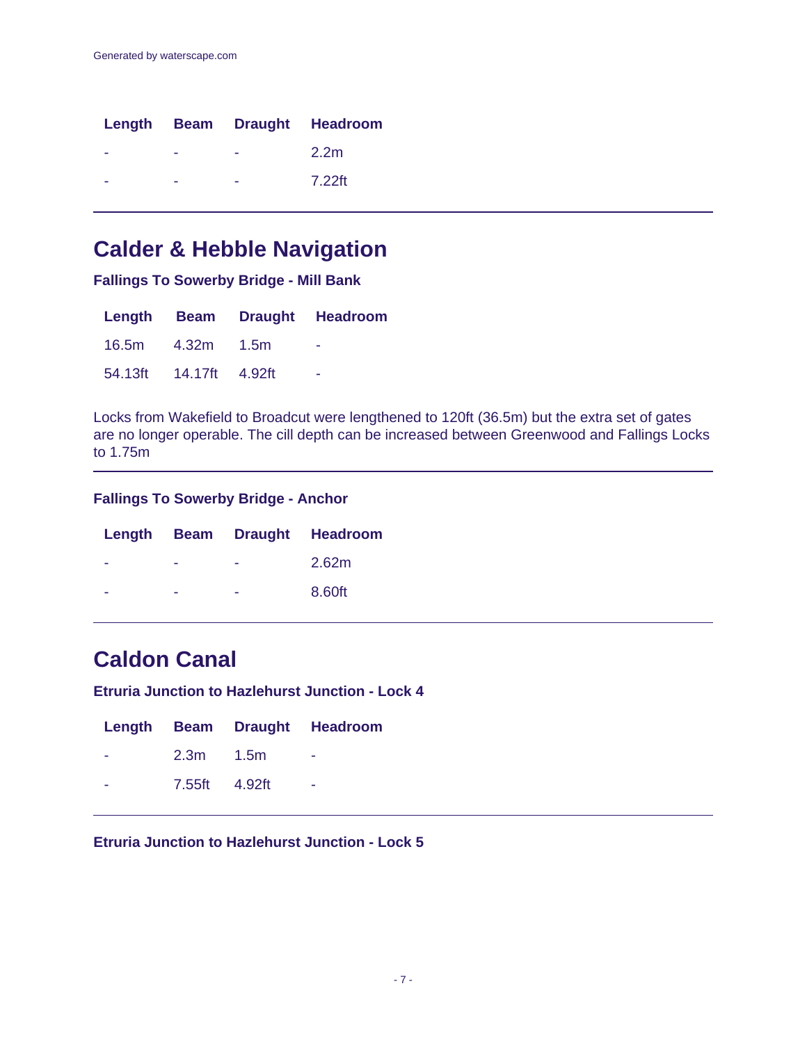| Length | Beam | Draught | Headroom |
| --- | --- | --- | --- |
| - | - | - | 2.2m |
| - | - | - | 7.22ft |

## Calder & Hebble Navigation

### Fallings To Sowerby Bridge - Mill Bank

| Length | Beam | Draught | Headroom |
| --- | --- | --- | --- |
| 16.5m | 4.32m | 1.5m | - |
| 54.13ft | 14.17ft | 4.92ft | - |

Locks from Wakefield to Broadcut were lengthened to 120ft (36.5m) but the extra set of gates are no longer operable. The cill depth can be increased between Greenwood and Fallings Locks to 1.75m

### Fallings To Sowerby Bridge - Anchor

| Length | Beam | Draught | Headroom |
| --- | --- | --- | --- |
| - | - | - | 2.62m |
| - | - | - | 8.60ft |

## Caldon Canal

### Etruria Junction to Hazlehurst Junction - Lock 4

| Length | Beam | Draught | Headroom |
| --- | --- | --- | --- |
| - | 2.3m | 1.5m | - |
| - | 7.55ft | 4.92ft | - |

### Etruria Junction to Hazlehurst Junction - Lock 5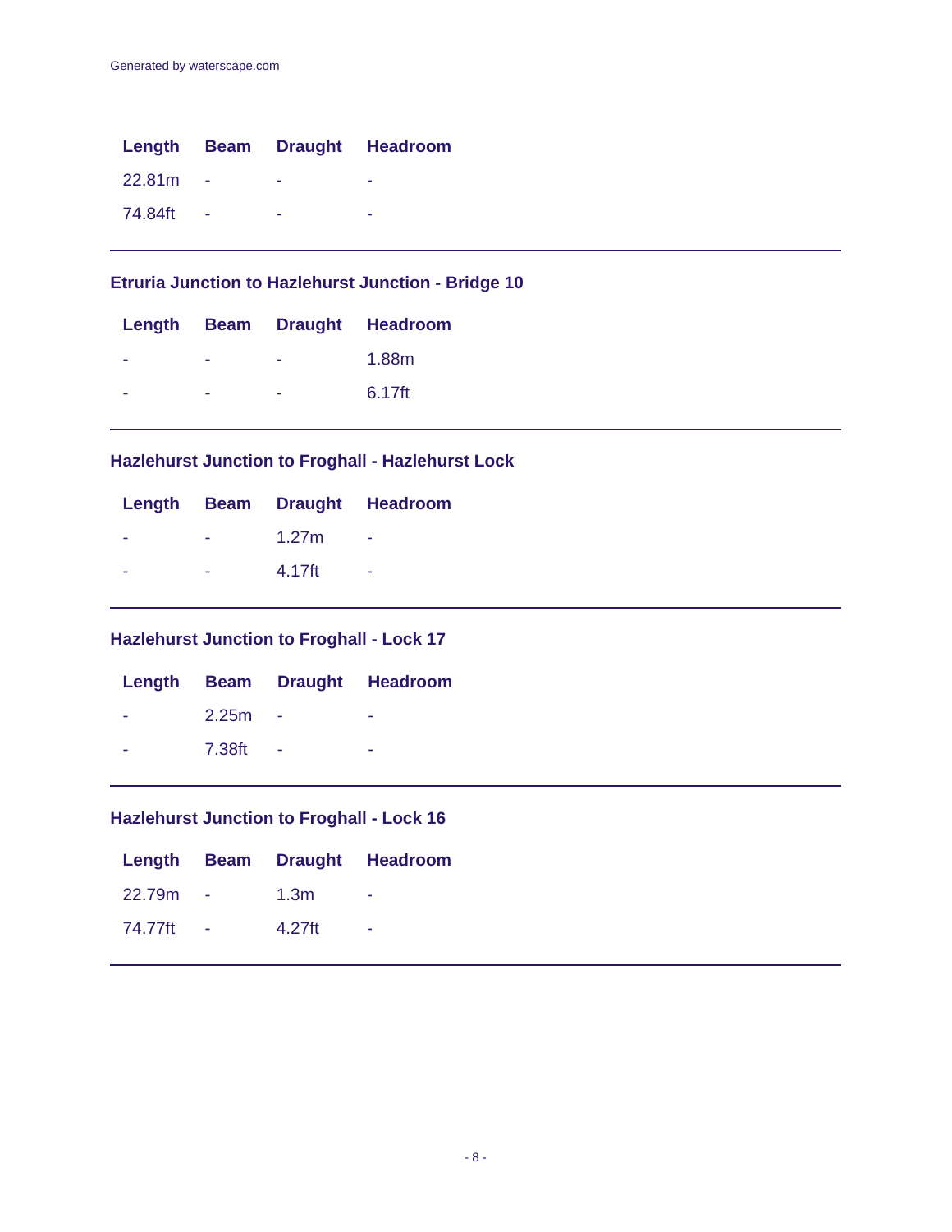| Length | Beam | Draught | Headroom |
| --- | --- | --- | --- |
| 22.81m | - | - | - |
| 74.84ft | - | - | - |

---

### Etruria Junction to Hazlehurst Junction - Bridge 10

| Length | Beam | Draught | Headroom |
| --- | --- | --- | --- |
| - | - | - | 1.88m |
| - | - | - | 6.17ft |

---

### Hazlehurst Junction to Froghall - Hazlehurst Lock

| Length | Beam | Draught | Headroom |
| --- | --- | --- | --- |
| - | - | 1.27m | - |
| - | - | 4.17ft | - |

---

### Hazlehurst Junction to Froghall - Lock 17

| Length | Beam | Draught | Headroom |
| --- | --- | --- | --- |
| - | 2.25m | - | - |
| - | 7.38ft | - | - |

---

### Hazlehurst Junction to Froghall - Lock 16

| Length | Beam | Draught | Headroom |
| --- | --- | --- | --- |
| 22.79m | - | 1.3m | - |
| 74.77ft | - | 4.27ft | - |

---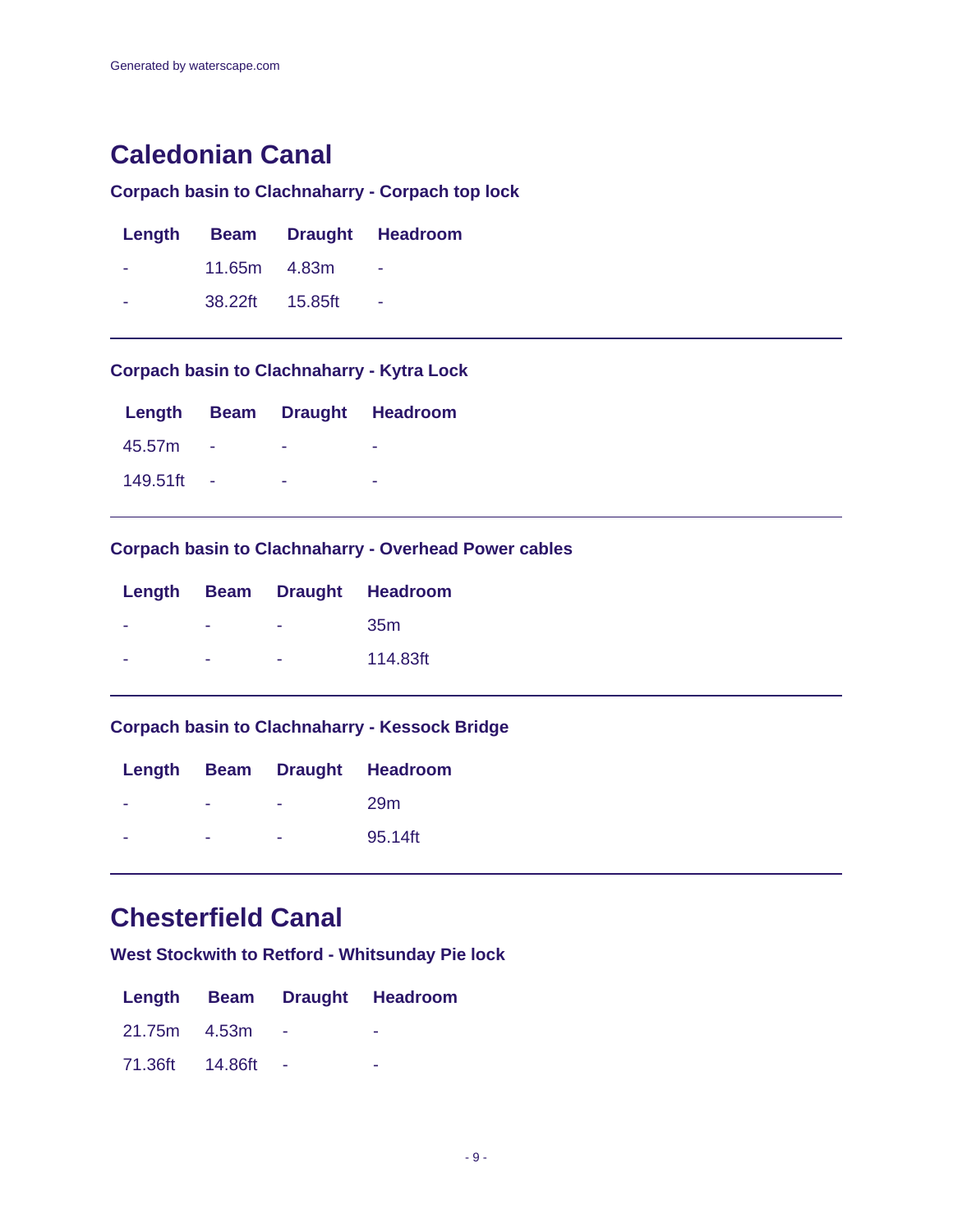## Caledonian Canal

### Corpach basin to Clachnaharry - Corpach top lock

| Length | Beam | Draught | Headroom |
| --- | --- | --- | --- |
| - | 11.65m | 4.83m | - |
| - | 38.22ft | 15.85ft | - |

---

### Corpach basin to Clachnaharry - Kytra Lock

| Length | Beam | Draught | Headroom |
| --- | --- | --- | --- |
| 45.57m | - | - | - |
| 149.51ft | - | - | - |

---

### Corpach basin to Clachnaharry - Overhead Power cables

| Length | Beam | Draught | Headroom |
| --- | --- | --- | --- |
| - | - | - | 35m |
| - | - | - | 114.83ft |

---

### Corpach basin to Clachnaharry - Kessock Bridge

| Length | Beam | Draught | Headroom |
| --- | --- | --- | --- |
| - | - | - | 29m |
| - | - | - | 95.14ft |

---

## Chesterfield Canal

### West Stockwith to Retford - Whitsunday Pie lock

| Length | Beam | Draught | Headroom |
| --- | --- | --- | --- |
| 21.75m | 4.53m | - | - |
| 71.36ft | 14.86ft | - | - |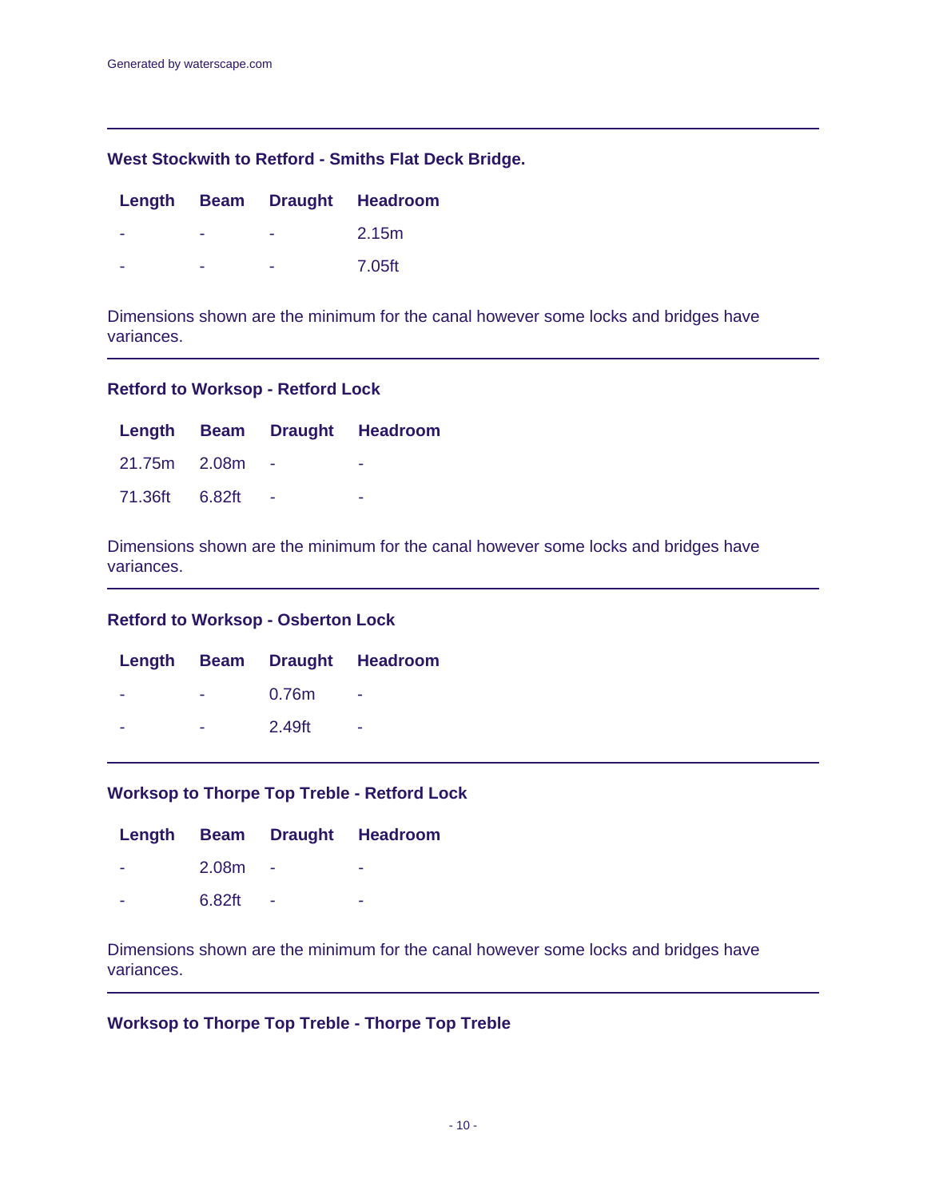### West Stockwith to Retford - Smiths Flat Deck Bridge.

| Length | Beam | Draught | Headroom |
| --- | --- | --- | --- |
| - | - | - | 2.15m |
| - | - | - | 7.05ft |

Dimensions shown are the minimum for the canal however some locks and bridges have variances.

### Retford to Worksop - Retford Lock

| Length | Beam | Draught | Headroom |
| --- | --- | --- | --- |
| 21.75m | 2.08m | - | - |
| 71.36ft | 6.82ft | - | - |

Dimensions shown are the minimum for the canal however some locks and bridges have variances.

### Retford to Worksop - Osberton Lock

| Length | Beam | Draught | Headroom |
| --- | --- | --- | --- |
| - | - | 0.76m | - |
| - | - | 2.49ft | - |

### Worksop to Thorpe Top Treble - Retford Lock

| Length | Beam | Draught | Headroom |
| --- | --- | --- | --- |
| - | 2.08m | - | - |
| - | 6.82ft | - | - |

Dimensions shown are the minimum for the canal however some locks and bridges have variances.

### Worksop to Thorpe Top Treble - Thorpe Top Treble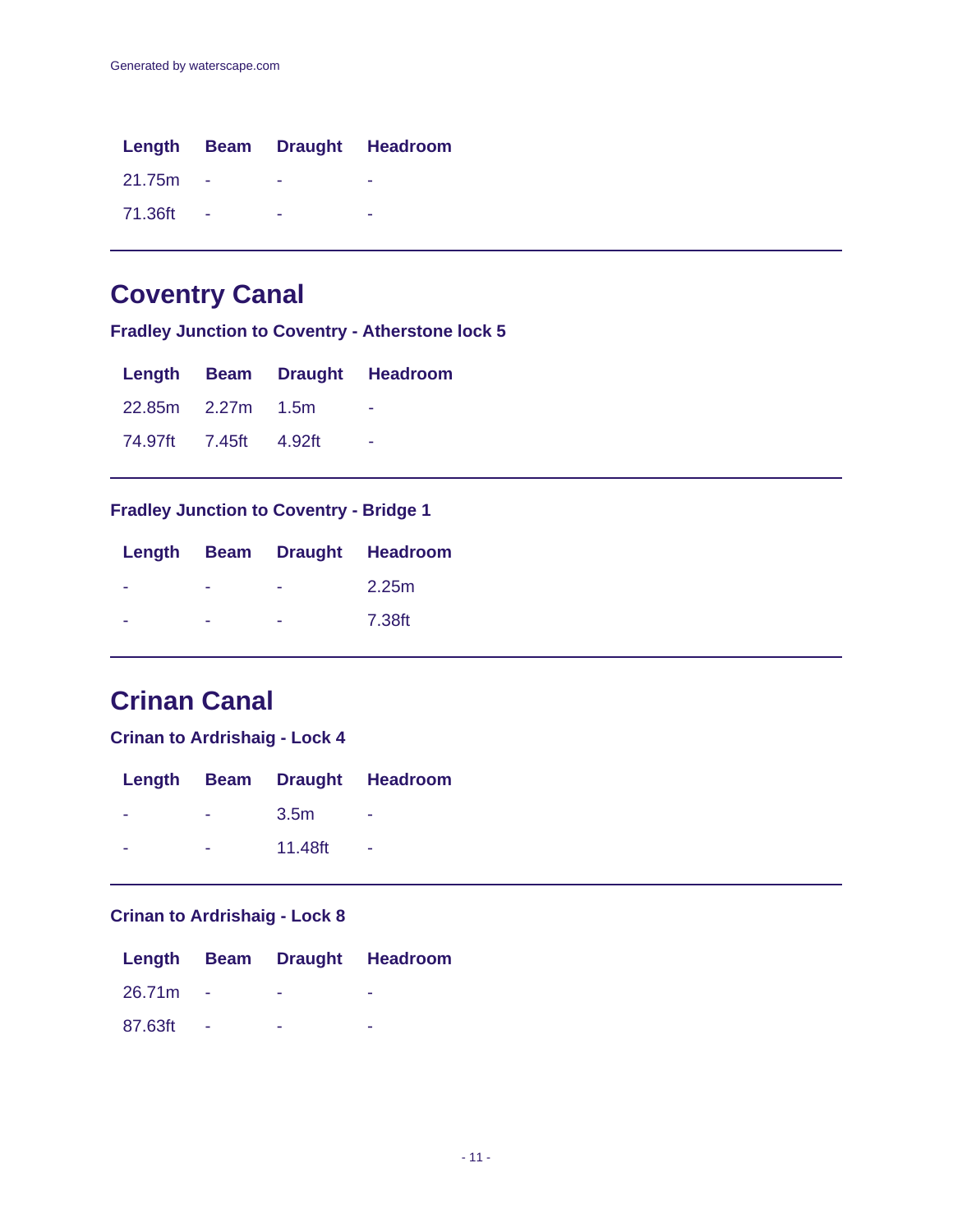| Length | Beam | Draught | Headroom |
| --- | --- | --- | --- |
| 21.75m | - | - | - |
| 71.36ft | - | - | - |

---

## Coventry Canal

### Fradley Junction to Coventry - Atherstone lock 5

| Length | Beam | Draught | Headroom |
| --- | --- | --- | --- |
| 22.85m | 2.27m | 1.5m | - |
| 74.97ft | 7.45ft | 4.92ft | - |

---

### Fradley Junction to Coventry - Bridge 1

| Length | Beam | Draught | Headroom |
| --- | --- | --- | --- |
| - | - | - | 2.25m |
| - | - | - | 7.38ft |

---

## Crinan Canal

### Crinan to Ardrishaig - Lock 4

| Length | Beam | Draught | Headroom |
| --- | --- | --- | --- |
| - | - | 3.5m | - |
| - | - | 11.48ft | - |

---

### Crinan to Ardrishaig - Lock 8

| Length | Beam | Draught | Headroom |
| --- | --- | --- | --- |
| 26.71m | - | - | - |
| 87.63ft | - | - | - |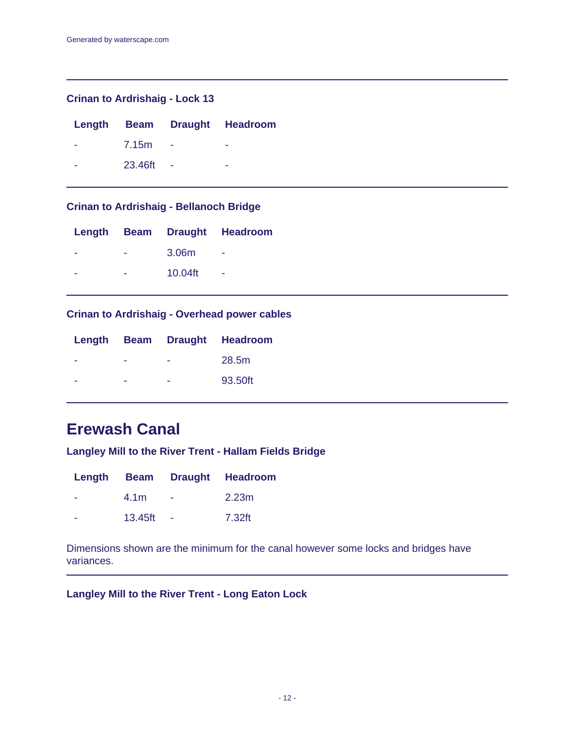### Crinan to Ardrishaig - Lock 13

| Length | Beam | Draught | Headroom |
| --- | --- | --- | --- |
| - | 7.15m | - | - |
| - | 23.46ft | - | - |

---

### Crinan to Ardrishaig - Bellanoch Bridge

| Length | Beam | Draught | Headroom |
| --- | --- | --- | --- |
| - | - | 3.06m | - |
| - | - | 10.04ft | - |

---

### Crinan to Ardrishaig - Overhead power cables

| Length | Beam | Draught | Headroom |
| --- | --- | --- | --- |
| - | - | - | 28.5m |
| - | - | - | 93.50ft |

---

## Erewash Canal

### Langley Mill to the River Trent - Hallam Fields Bridge

| Length | Beam | Draught | Headroom |
| --- | --- | --- | --- |
| - | 4.1m | - | 2.23m |
| - | 13.45ft | - | 7.32ft |

Dimensions shown are the minimum for the canal however some locks and bridges have variances.

---

### Langley Mill to the River Trent - Long Eaton Lock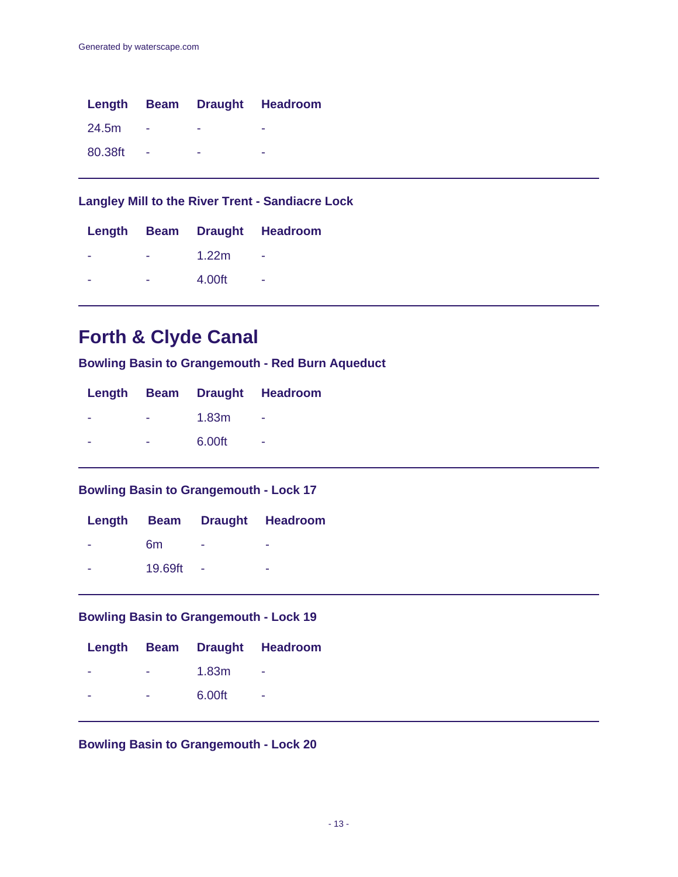| Length | Beam | Draught | Headroom |
|---|---|---|---|
| 24.5m | - | - | - |
| 80.38ft | - | - | - |

### Langley Mill to the River Trent - Sandiacre Lock

| Length | Beam | Draught | Headroom |
|---|---|---|---|
| - | - | 1.22m | - |
| - | - | 4.00ft | - |

## Forth & Clyde Canal

### Bowling Basin to Grangemouth - Red Burn Aqueduct

| Length | Beam | Draught | Headroom |
|---|---|---|---|
| - | - | 1.83m | - |
| - | - | 6.00ft | - |

### Bowling Basin to Grangemouth - Lock 17

| Length | Beam | Draught | Headroom |
|---|---|---|---|
| - | 6m | - | - |
| - | 19.69ft | - | - |

### Bowling Basin to Grangemouth - Lock 19

| Length | Beam | Draught | Headroom |
|---|---|---|---|
| - | - | 1.83m | - |
| - | - | 6.00ft | - |

### Bowling Basin to Grangemouth - Lock 20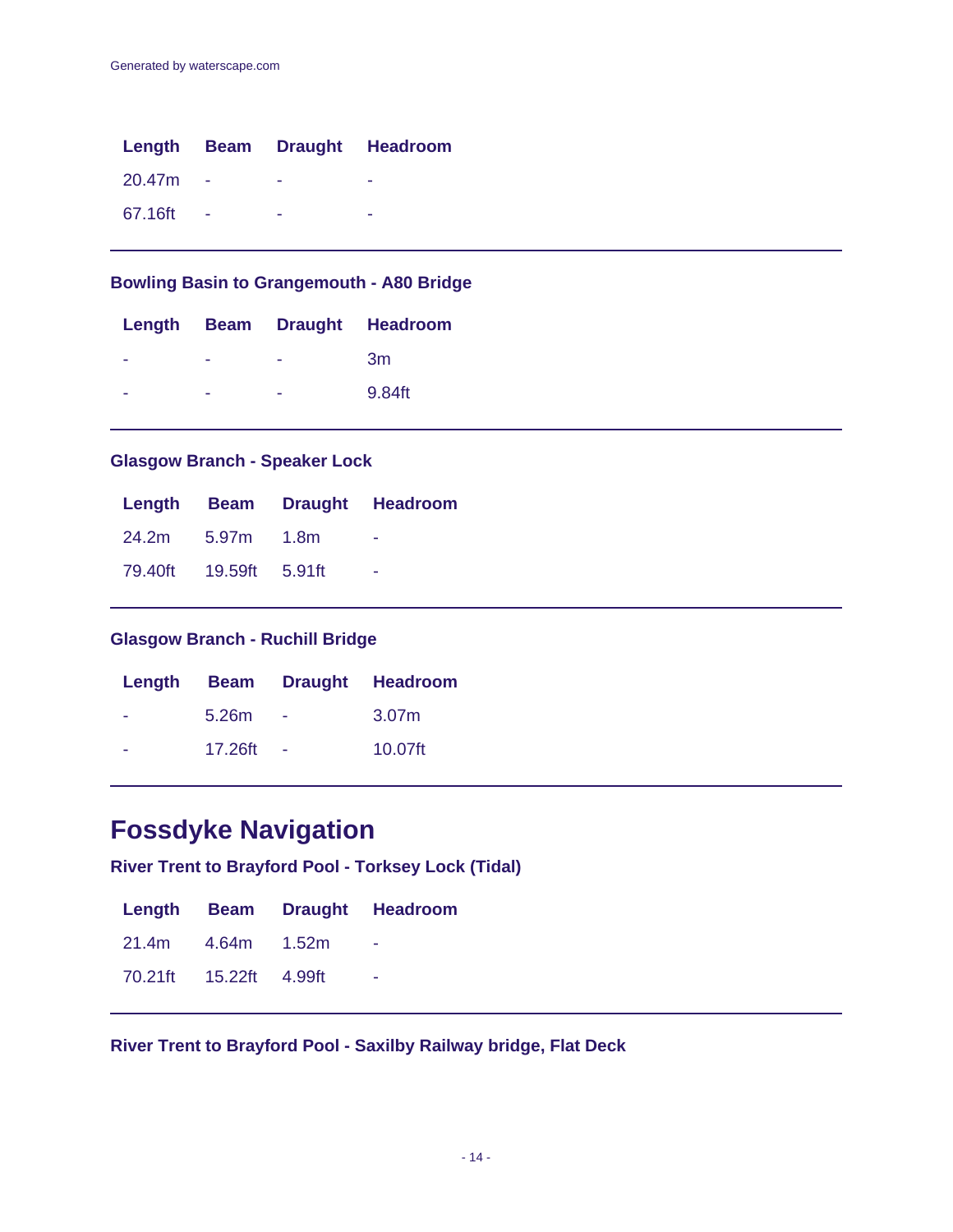| Length | Beam | Draught | Headroom |
| --- | --- | --- | --- |
| 20.47m | - | - | - |
| 67.16ft | - | - | - |

### Bowling Basin to Grangemouth - A80 Bridge

| Length | Beam | Draught | Headroom |
| --- | --- | --- | --- |
| - | - | - | 3m |
| - | - | - | 9.84ft |

### Glasgow Branch - Speaker Lock

| Length | Beam | Draught | Headroom |
| --- | --- | --- | --- |
| 24.2m | 5.97m | 1.8m | - |
| 79.40ft | 19.59ft | 5.91ft | - |

### Glasgow Branch - Ruchill Bridge

| Length | Beam | Draught | Headroom |
| --- | --- | --- | --- |
| - | 5.26m | - | 3.07m |
| - | 17.26ft | - | 10.07ft |

## Fossdyke Navigation

### River Trent to Brayford Pool - Torksey Lock (Tidal)

| Length | Beam | Draught | Headroom |
| --- | --- | --- | --- |
| 21.4m | 4.64m | 1.52m | - |
| 70.21ft | 15.22ft | 4.99ft | - |

### River Trent to Brayford Pool - Saxilby Railway bridge, Flat Deck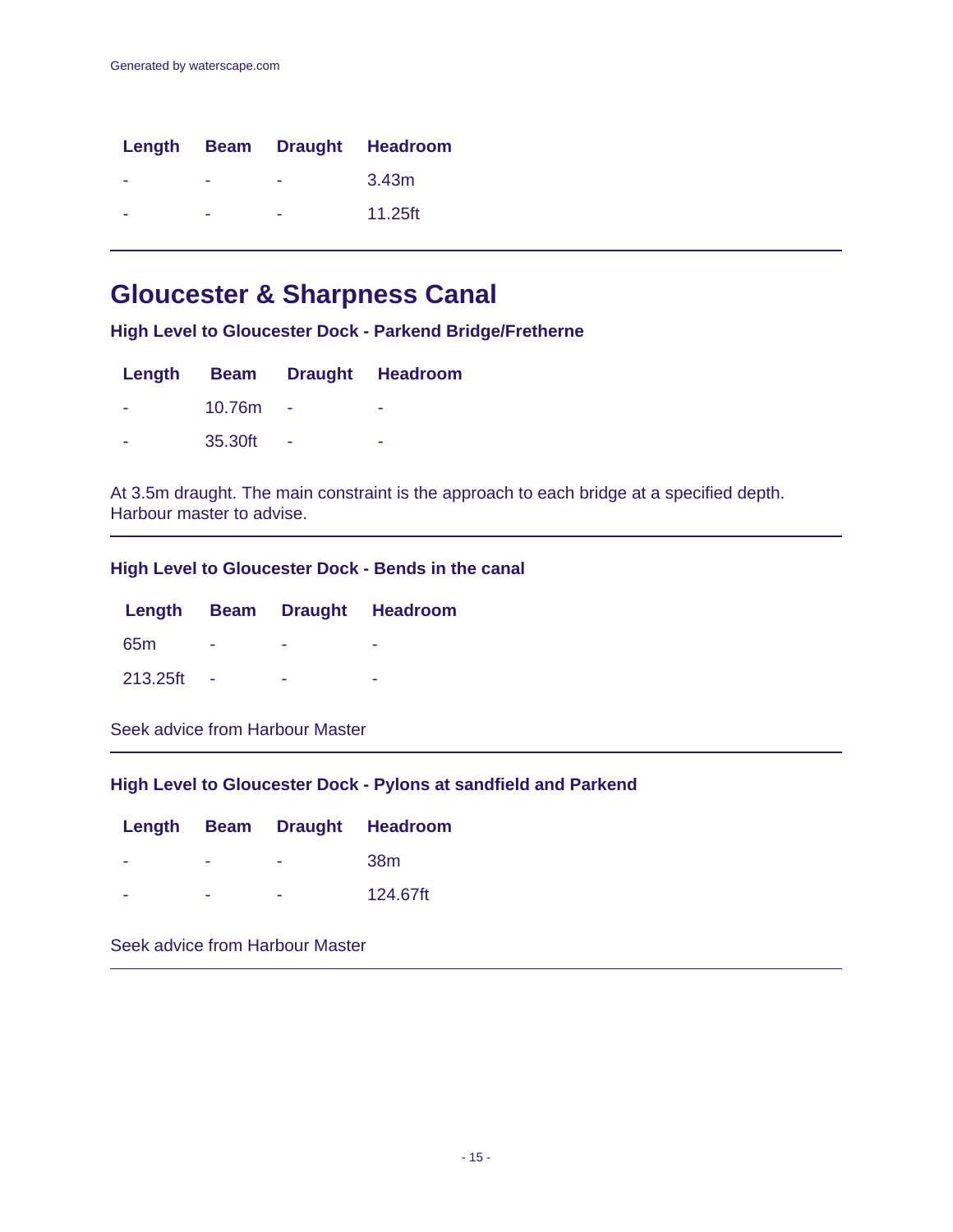| Length | Beam | Draught | Headroom |
| --- | --- | --- | --- |
| - | - | - | 3.43m |
| - | - | - | 11.25ft |

---

## Gloucester & Sharpness Canal

### High Level to Gloucester Dock - Parkend Bridge/Fretherne

| Length | Beam | Draught | Headroom |
| --- | --- | --- | --- |
| - | 10.76m | - | - |
| - | 35.30ft | - | - |

At 3.5m draught. The main constraint is the approach to each bridge at a specified depth. Harbour master to advise.

---

### High Level to Gloucester Dock - Bends in the canal

| Length | Beam | Draught | Headroom |
| --- | --- | --- | --- |
| 65m | - | - | - |
| 213.25ft | - | - | - |

Seek advice from Harbour Master

---

### High Level to Gloucester Dock - Pylons at sandfield and Parkend

| Length | Beam | Draught | Headroom |
| --- | --- | --- | --- |
| - | - | - | 38m |
| - | - | - | 124.67ft |

Seek advice from Harbour Master

---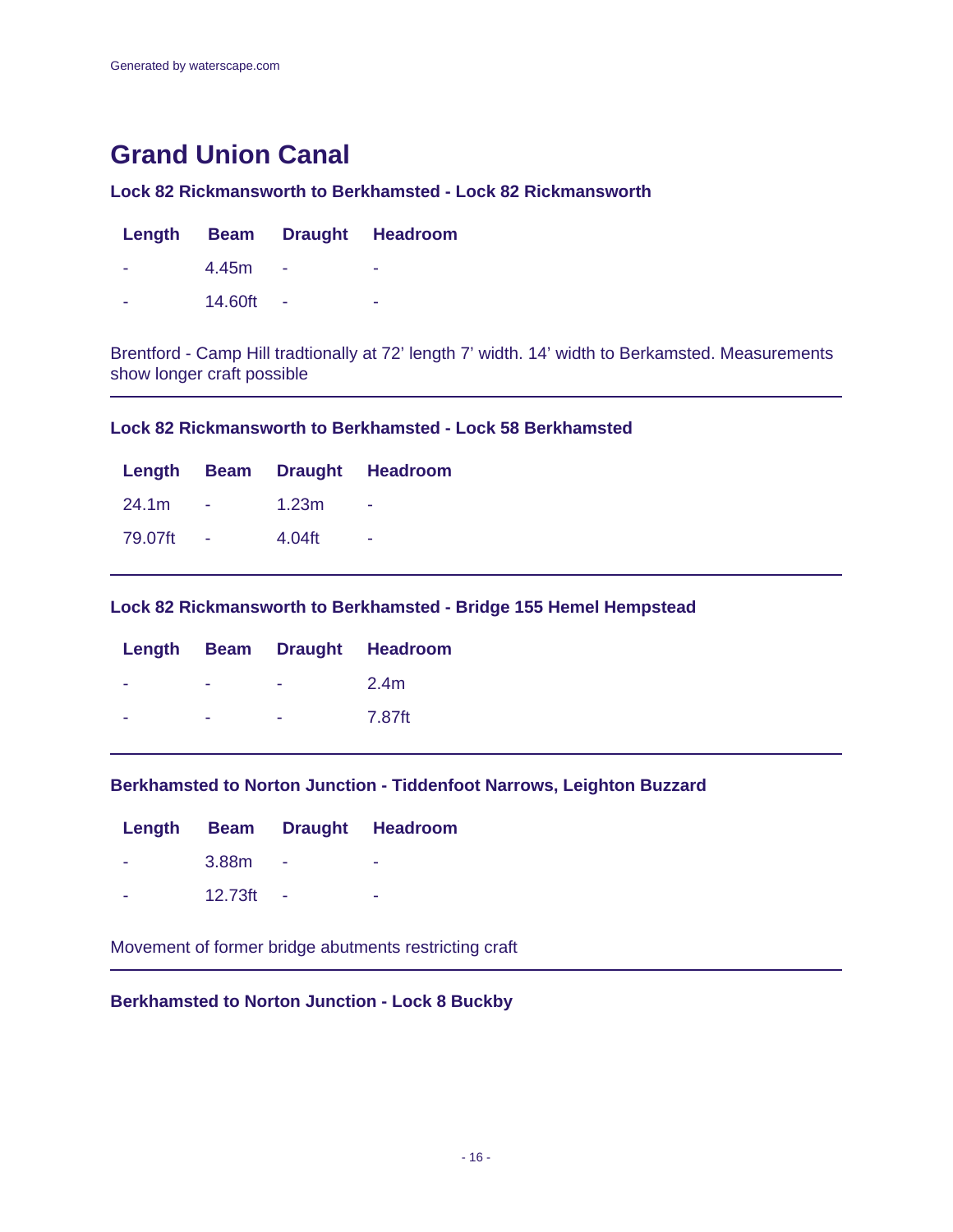# Grand Union Canal

### Lock 82 Rickmansworth to Berkhamsted - Lock 82 Rickmansworth

| Length | Beam | Draught | Headroom |
|---|---|---|---|
| - | 4.45m | - | - |
| - | 14.60ft | - | - |

Brentford - Camp Hill tradtionally at 72' length 7' width. 14' width to Berkamsted. Measurements show longer craft possible

---

### Lock 82 Rickmansworth to Berkhamsted - Lock 58 Berkhamsted

| Length | Beam | Draught | Headroom |
|---|---|---|---|
| 24.1m | - | 1.23m | - |
| 79.07ft | - | 4.04ft | - |

---

### Lock 82 Rickmansworth to Berkhamsted - Bridge 155 Hemel Hempstead

| Length | Beam | Draught | Headroom |
|---|---|---|---|
| - | - | - | 2.4m |
| - | - | - | 7.87ft |

---

### Berkhamsted to Norton Junction - Tiddenfoot Narrows, Leighton Buzzard

| Length | Beam | Draught | Headroom |
|---|---|---|---|
| - | 3.88m | - | - |
| - | 12.73ft | - | - |

Movement of former bridge abutments restricting craft

---

### Berkhamsted to Norton Junction - Lock 8 Buckby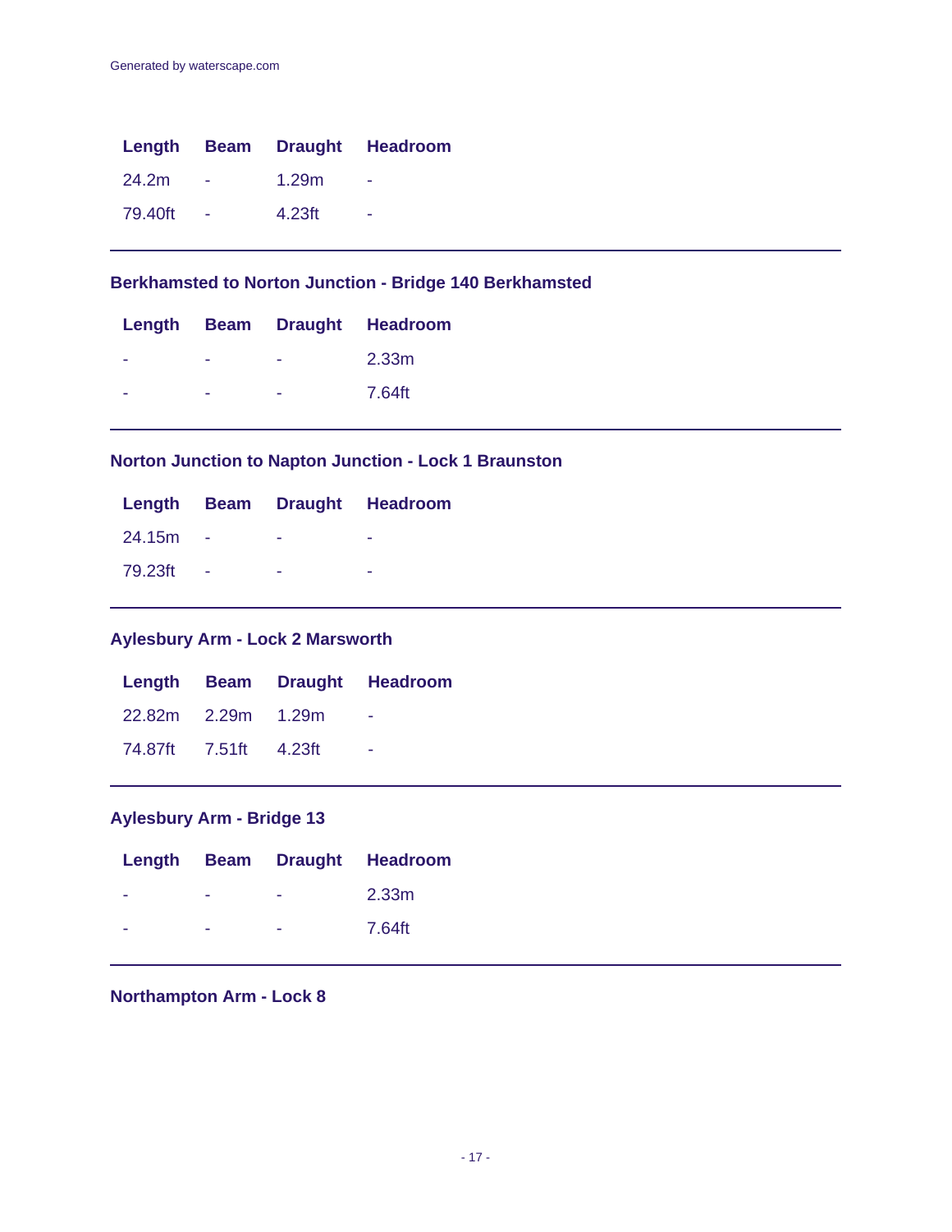| Length | Beam | Draught | Headroom |
|---|---|---|---|
| 24.2m | - | 1.29m | - |
| 79.40ft | - | 4.23ft | - |

---

### Berkhamsted to Norton Junction - Bridge 140 Berkhamsted

| Length | Beam | Draught | Headroom |
|---|---|---|---|
| - | - | - | 2.33m |
| - | - | - | 7.64ft |

---

### Norton Junction to Napton Junction - Lock 1 Braunston

| Length | Beam | Draught | Headroom |
|---|---|---|---|
| 24.15m | - | - | - |
| 79.23ft | - | - | - |

---

### Aylesbury Arm - Lock 2 Marsworth

| Length | Beam | Draught | Headroom |
|---|---|---|---|
| 22.82m | 2.29m | 1.29m | - |
| 74.87ft | 7.51ft | 4.23ft | - |

---

### Aylesbury Arm - Bridge 13

| Length | Beam | Draught | Headroom |
|---|---|---|---|
| - | - | - | 2.33m |
| - | - | - | 7.64ft |

---

### Northampton Arm - Lock 8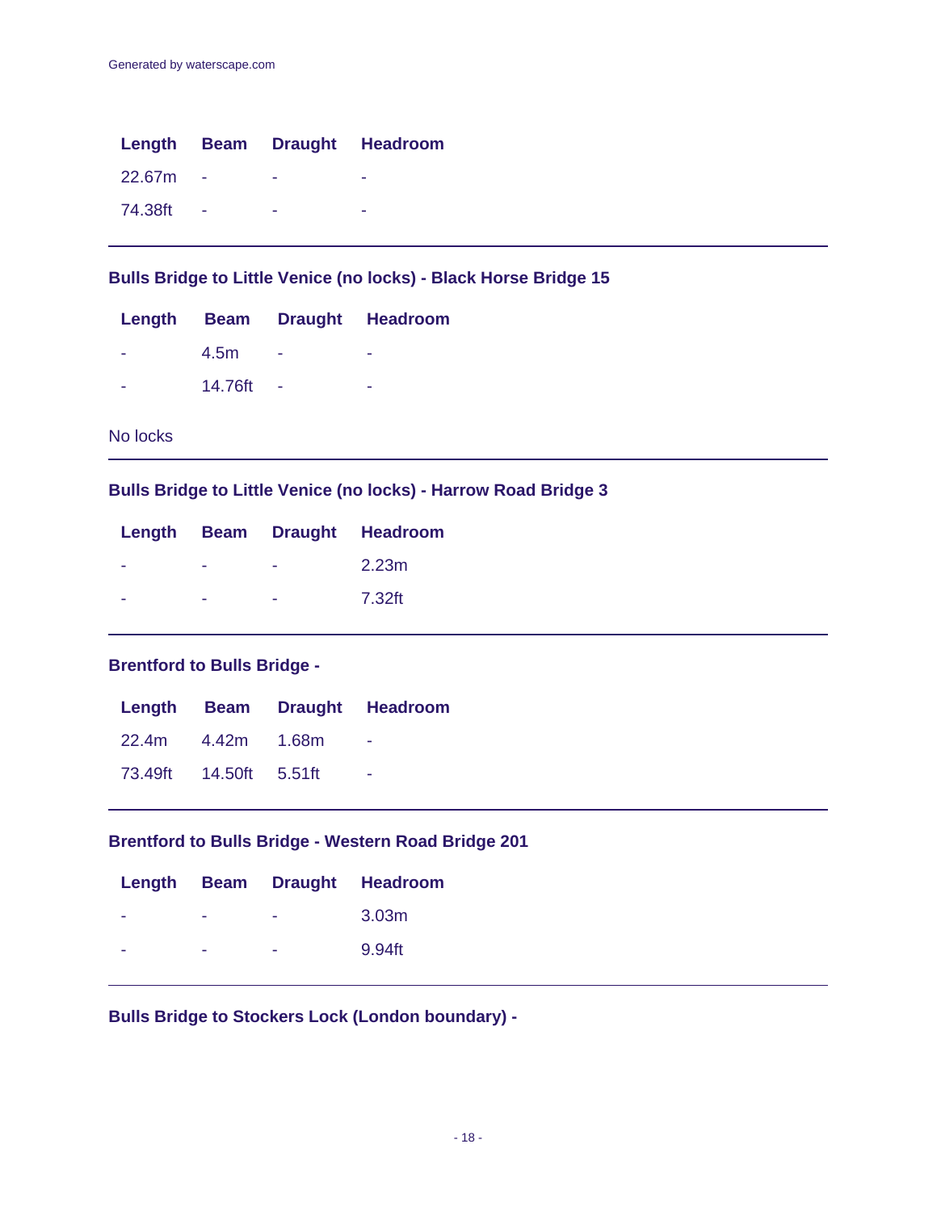| Length | Beam | Draught | Headroom |
|---|---|---|---|
| 22.67m | - | - | - |
| 74.38ft | - | - | - |

---

### Bulls Bridge to Little Venice (no locks) - Black Horse Bridge 15

| Length | Beam | Draught | Headroom |
|---|---|---|---|
| - | 4.5m | - | - |
| - | 14.76ft | - | - |

No locks

---

### Bulls Bridge to Little Venice (no locks) - Harrow Road Bridge 3

| Length | Beam | Draught | Headroom |
|---|---|---|---|
| - | - | - | 2.23m |
| - | - | - | 7.32ft |

---

### Brentford to Bulls Bridge -

| Length | Beam | Draught | Headroom |
|---|---|---|---|
| 22.4m | 4.42m | 1.68m | - |
| 73.49ft | 14.50ft | 5.51ft | - |

---

### Brentford to Bulls Bridge - Western Road Bridge 201

| Length | Beam | Draught | Headroom |
|---|---|---|---|
| - | - | - | 3.03m |
| - | - | - | 9.94ft |

---

### Bulls Bridge to Stockers Lock (London boundary) -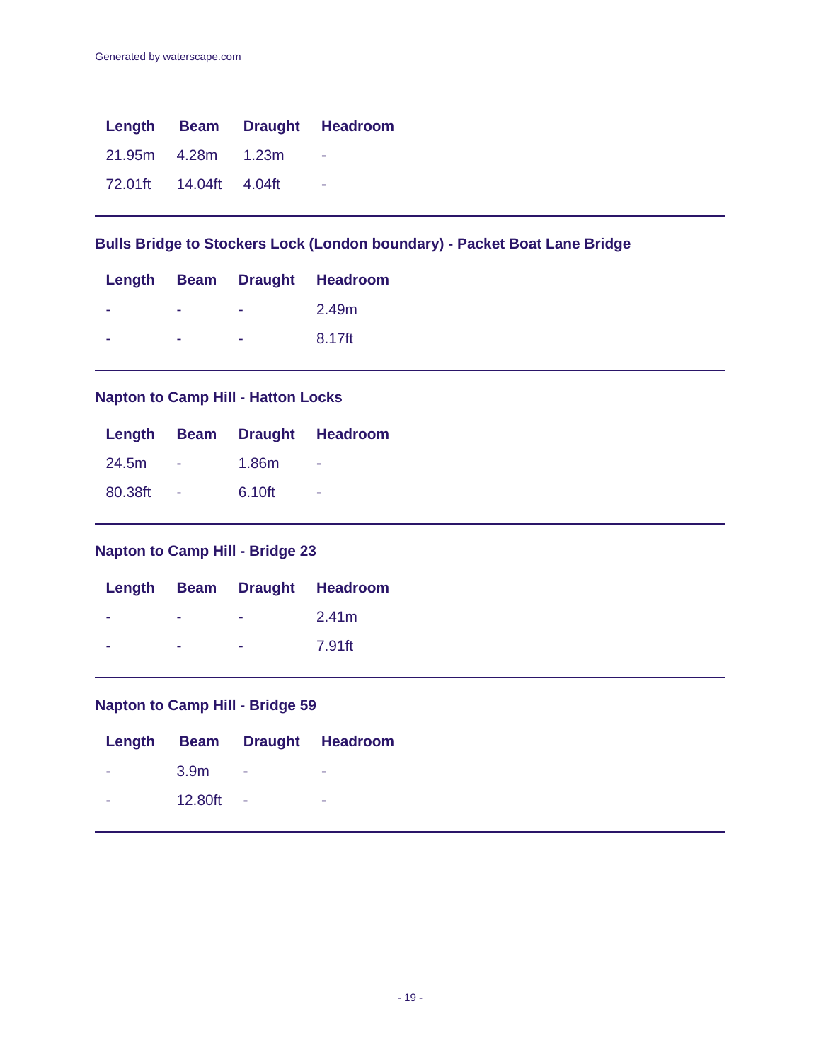| Length | Beam | Draught | Headroom |
|---|---|---|---|
| 21.95m | 4.28m | 1.23m | - |
| 72.01ft | 14.04ft | 4.04ft | - |

---

### Bulls Bridge to Stockers Lock (London boundary) - Packet Boat Lane Bridge

| Length | Beam | Draught | Headroom |
|---|---|---|---|
| - | - | - | 2.49m |
| - | - | - | 8.17ft |

---

### Napton to Camp Hill - Hatton Locks

| Length | Beam | Draught | Headroom |
|---|---|---|---|
| 24.5m | - | 1.86m | - |
| 80.38ft | - | 6.10ft | - |

---

### Napton to Camp Hill - Bridge 23

| Length | Beam | Draught | Headroom |
|---|---|---|---|
| - | - | - | 2.41m |
| - | - | - | 7.91ft |

---

### Napton to Camp Hill - Bridge 59

| Length | Beam | Draught | Headroom |
|---|---|---|---|
| - | 3.9m | - | - |
| - | 12.80ft | - | - |

---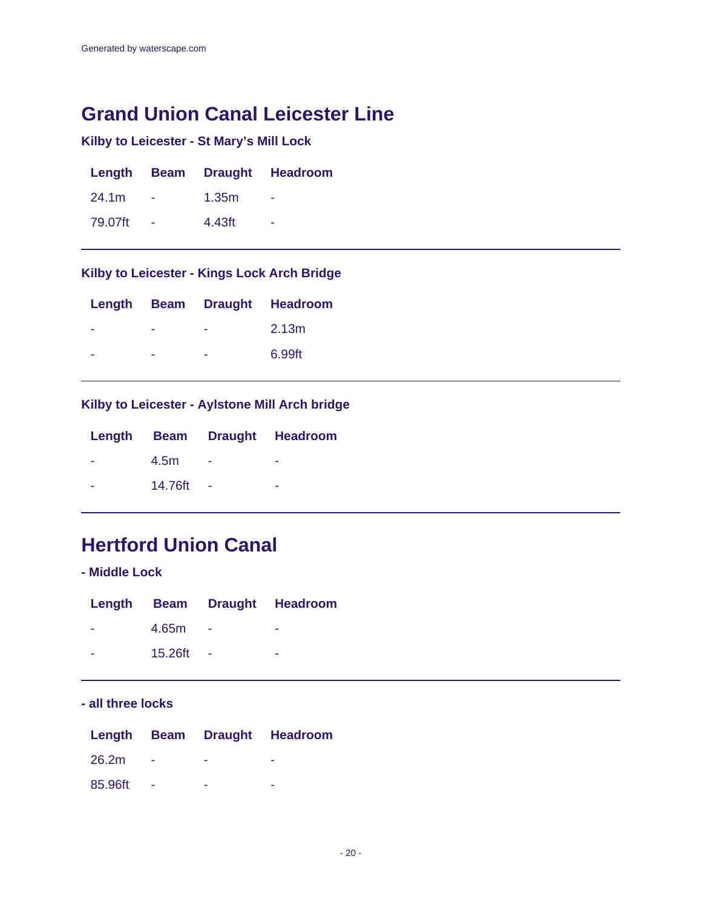## Grand Union Canal Leicester Line

### Kilby to Leicester - St Mary's Mill Lock

| Length | Beam | Draught | Headroom |
|---|---|---|---|
| 24.1m | - | 1.35m | - |
| 79.07ft | - | 4.43ft | - |

---

### Kilby to Leicester - Kings Lock Arch Bridge

| Length | Beam | Draught | Headroom |
|---|---|---|---|
| - | - | - | 2.13m |
| - | - | - | 6.99ft |

---

### Kilby to Leicester - Aylstone Mill Arch bridge

| Length | Beam | Draught | Headroom |
|---|---|---|---|
| - | 4.5m | - | - |
| - | 14.76ft | - | - |

---

## Hertford Union Canal

### - Middle Lock

| Length | Beam | Draught | Headroom |
|---|---|---|---|
| - | 4.65m | - | - |
| - | 15.26ft | - | - |

---

### - all three locks

| Length | Beam | Draught | Headroom |
|---|---|---|---|
| 26.2m | - | - | - |
| 85.96ft | - | - | - |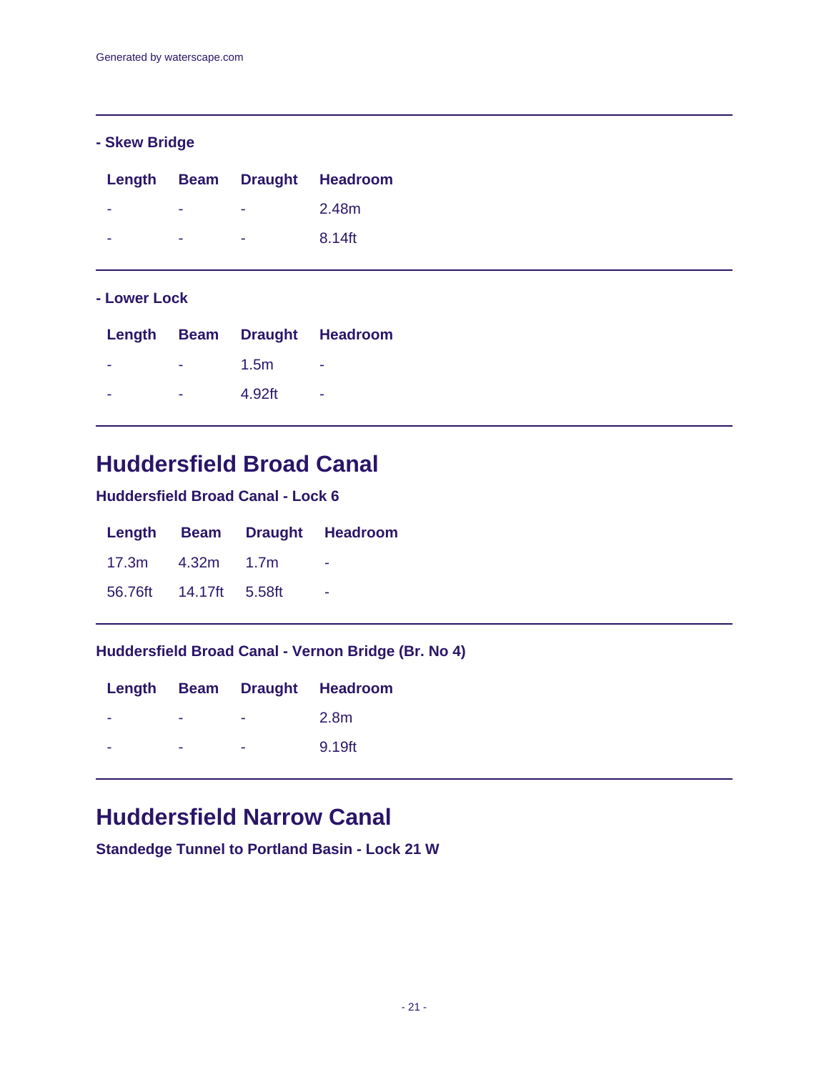### - Skew Bridge

| Length | Beam | Draught | Headroom |
| --- | --- | --- | --- |
| - | - | - | 2.48m |
| - | - | - | 8.14ft |

### - Lower Lock

| Length | Beam | Draught | Headroom |
| --- | --- | --- | --- |
| - | - | 1.5m | - |
| - | - | 4.92ft | - |

## Huddersfield Broad Canal

### Huddersfield Broad Canal - Lock 6

| Length | Beam | Draught | Headroom |
| --- | --- | --- | --- |
| 17.3m | 4.32m | 1.7m | - |
| 56.76ft | 14.17ft | 5.58ft | - |

### Huddersfield Broad Canal - Vernon Bridge (Br. No 4)

| Length | Beam | Draught | Headroom |
| --- | --- | --- | --- |
| - | - | - | 2.8m |
| - | - | - | 9.19ft |

## Huddersfield Narrow Canal

### Standedge Tunnel to Portland Basin - Lock 21 W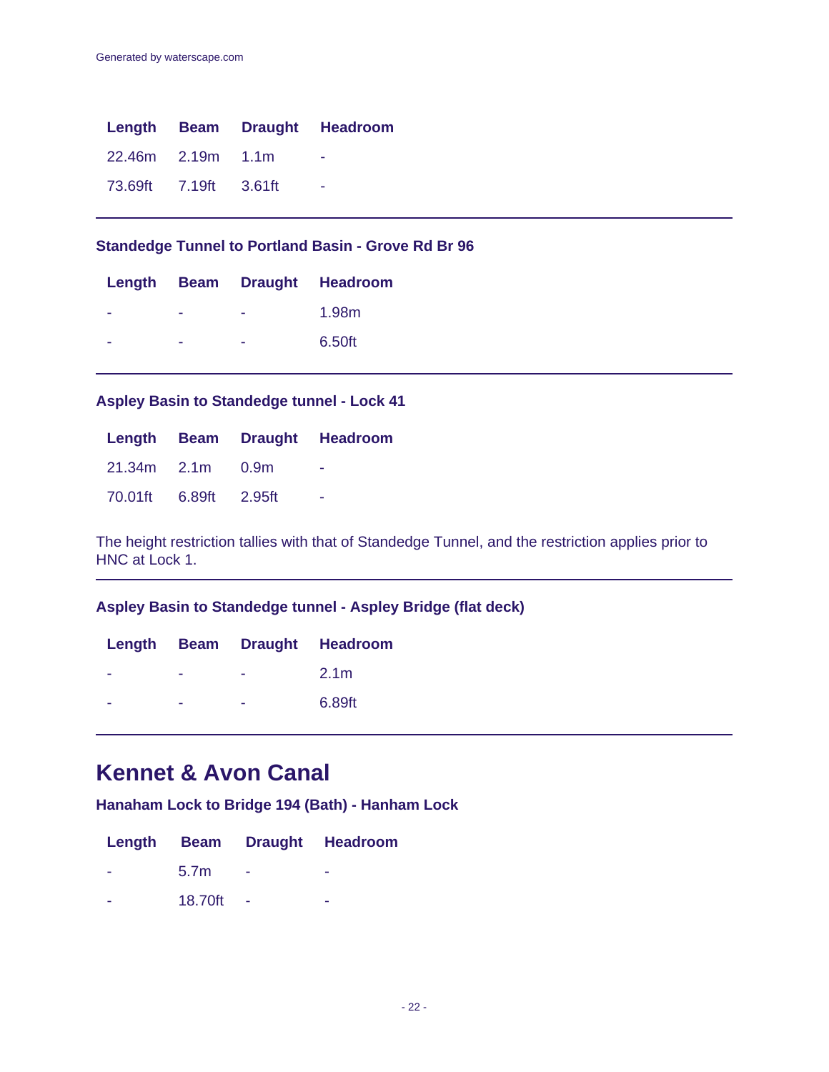| Length | Beam | Draught | Headroom |
| --- | --- | --- | --- |
| 22.46m | 2.19m | 1.1m | - |
| 73.69ft | 7.19ft | 3.61ft | - |

### Standedge Tunnel to Portland Basin - Grove Rd Br 96

| Length | Beam | Draught | Headroom |
| --- | --- | --- | --- |
| - | - | - | 1.98m |
| - | - | - | 6.50ft |

### Aspley Basin to Standedge tunnel - Lock 41

| Length | Beam | Draught | Headroom |
| --- | --- | --- | --- |
| 21.34m | 2.1m | 0.9m | - |
| 70.01ft | 6.89ft | 2.95ft | - |

The height restriction tallies with that of Standedge Tunnel, and the restriction applies prior to HNC at Lock 1.

### Aspley Basin to Standedge tunnel - Aspley Bridge (flat deck)

| Length | Beam | Draught | Headroom |
| --- | --- | --- | --- |
| - | - | - | 2.1m |
| - | - | - | 6.89ft |

## Kennet & Avon Canal

### Hanaham Lock to Bridge 194 (Bath) - Hanham Lock

| Length | Beam | Draught | Headroom |
| --- | --- | --- | --- |
| - | 5.7m | - | - |
| - | 18.70ft | - | - |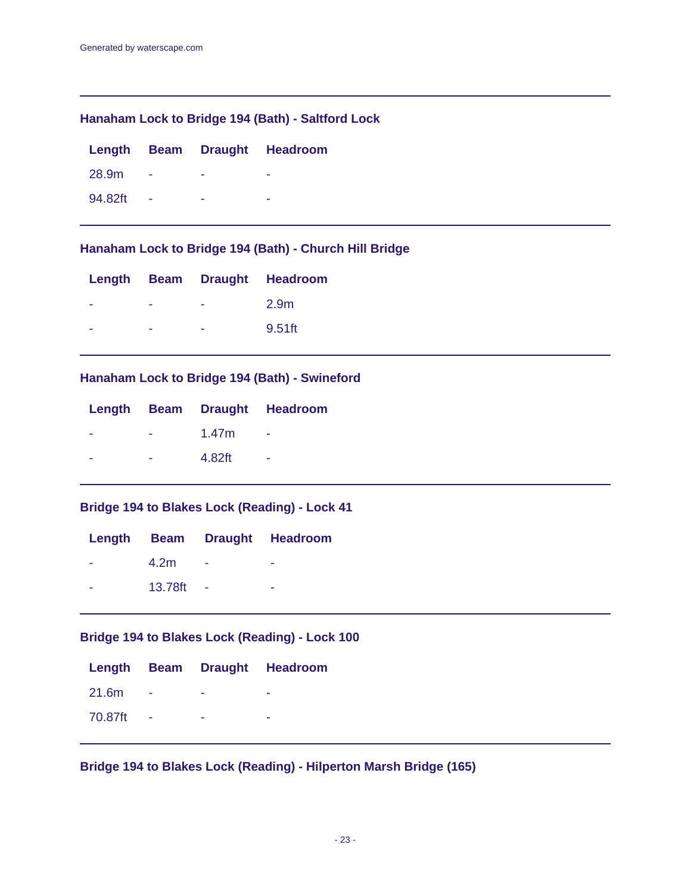Generated by waterscape.com

### Hanaham Lock to Bridge 194 (Bath) - Saltford Lock

| Length | Beam | Draught | Headroom |
| --- | --- | --- | --- |
| 28.9m | - | - | - |
| 94.82ft | - | - | - |

### Hanaham Lock to Bridge 194 (Bath) - Church Hill Bridge

| Length | Beam | Draught | Headroom |
| --- | --- | --- | --- |
| - | - | - | 2.9m |
| - | - | - | 9.51ft |

### Hanaham Lock to Bridge 194 (Bath) - Swineford

| Length | Beam | Draught | Headroom |
| --- | --- | --- | --- |
| - | - | 1.47m | - |
| - | - | 4.82ft | - |

### Bridge 194 to Blakes Lock (Reading) - Lock 41

| Length | Beam | Draught | Headroom |
| --- | --- | --- | --- |
| - | 4.2m | - | - |
| - | 13.78ft | - | - |

### Bridge 194 to Blakes Lock (Reading) - Lock 100

| Length | Beam | Draught | Headroom |
| --- | --- | --- | --- |
| 21.6m | - | - | - |
| 70.87ft | - | - | - |

### Bridge 194 to Blakes Lock (Reading) - Hilperton Marsh Bridge (165)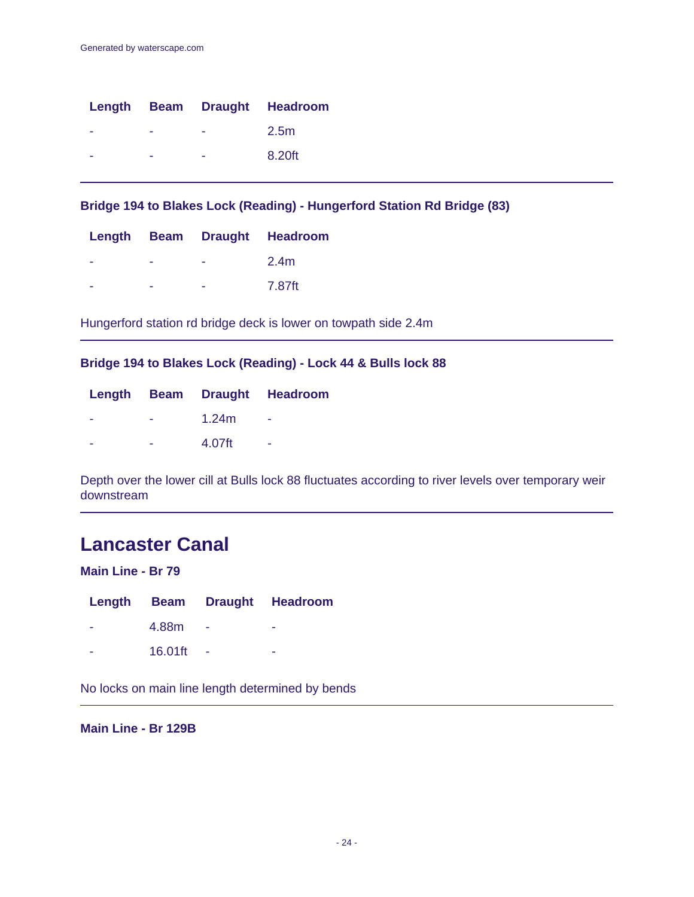| Length | Beam | Draught | Headroom |
| --- | --- | --- | --- |
| - | - | - | 2.5m |
| - | - | - | 8.20ft |

---

### Bridge 194 to Blakes Lock (Reading) - Hungerford Station Rd Bridge (83)

| Length | Beam | Draught | Headroom |
| --- | --- | --- | --- |
| - | - | - | 2.4m |
| - | - | - | 7.87ft |

Hungerford station rd bridge deck is lower on towpath side 2.4m

---

### Bridge 194 to Blakes Lock (Reading) - Lock 44 & Bulls lock 88

| Length | Beam | Draught | Headroom |
| --- | --- | --- | --- |
| - | - | 1.24m | - |
| - | - | 4.07ft | - |

Depth over the lower cill at Bulls lock 88 fluctuates according to river levels over temporary weir downstream

---

## Lancaster Canal

### Main Line - Br 79

| Length | Beam | Draught | Headroom |
| --- | --- | --- | --- |
| - | 4.88m | - | - |
| - | 16.01ft | - | - |

No locks on main line length determined by bends

---

### Main Line - Br 129B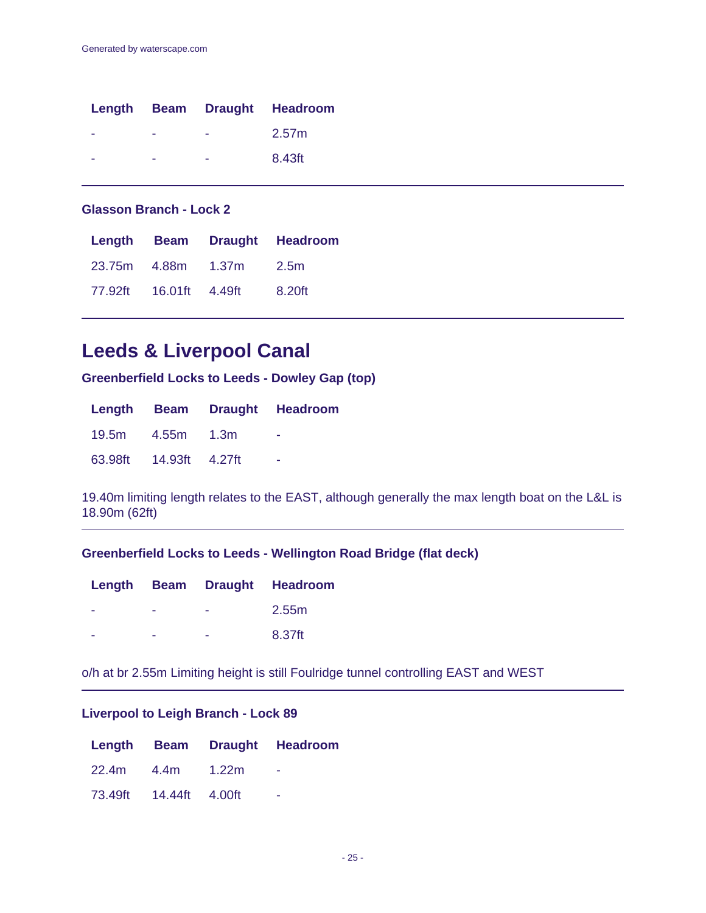| Length | Beam | Draught | Headroom |
|---|---|---|---|
| - | - | - | 2.57m |
| - | - | - | 8.43ft |

---

### Glasson Branch - Lock 2

| Length | Beam | Draught | Headroom |
|---|---|---|---|
| 23.75m | 4.88m | 1.37m | 2.5m |
| 77.92ft | 16.01ft | 4.49ft | 8.20ft |

---

## Leeds & Liverpool Canal

### Greenberfield Locks to Leeds - Dowley Gap (top)

| Length | Beam | Draught | Headroom |
|---|---|---|---|
| 19.5m | 4.55m | 1.3m | - |
| 63.98ft | 14.93ft | 4.27ft | - |

19.40m limiting length relates to the EAST, although generally the max length boat on the L&L is 18.90m (62ft)

---

### Greenberfield Locks to Leeds - Wellington Road Bridge (flat deck)

| Length | Beam | Draught | Headroom |
|---|---|---|---|
| - | - | - | 2.55m |
| - | - | - | 8.37ft |

o/h at br 2.55m Limiting height is still Foulridge tunnel controlling EAST and WEST

---

### Liverpool to Leigh Branch - Lock 89

| Length | Beam | Draught | Headroom |
|---|---|---|---|
| 22.4m | 4.4m | 1.22m | - |
| 73.49ft | 14.44ft | 4.00ft | - |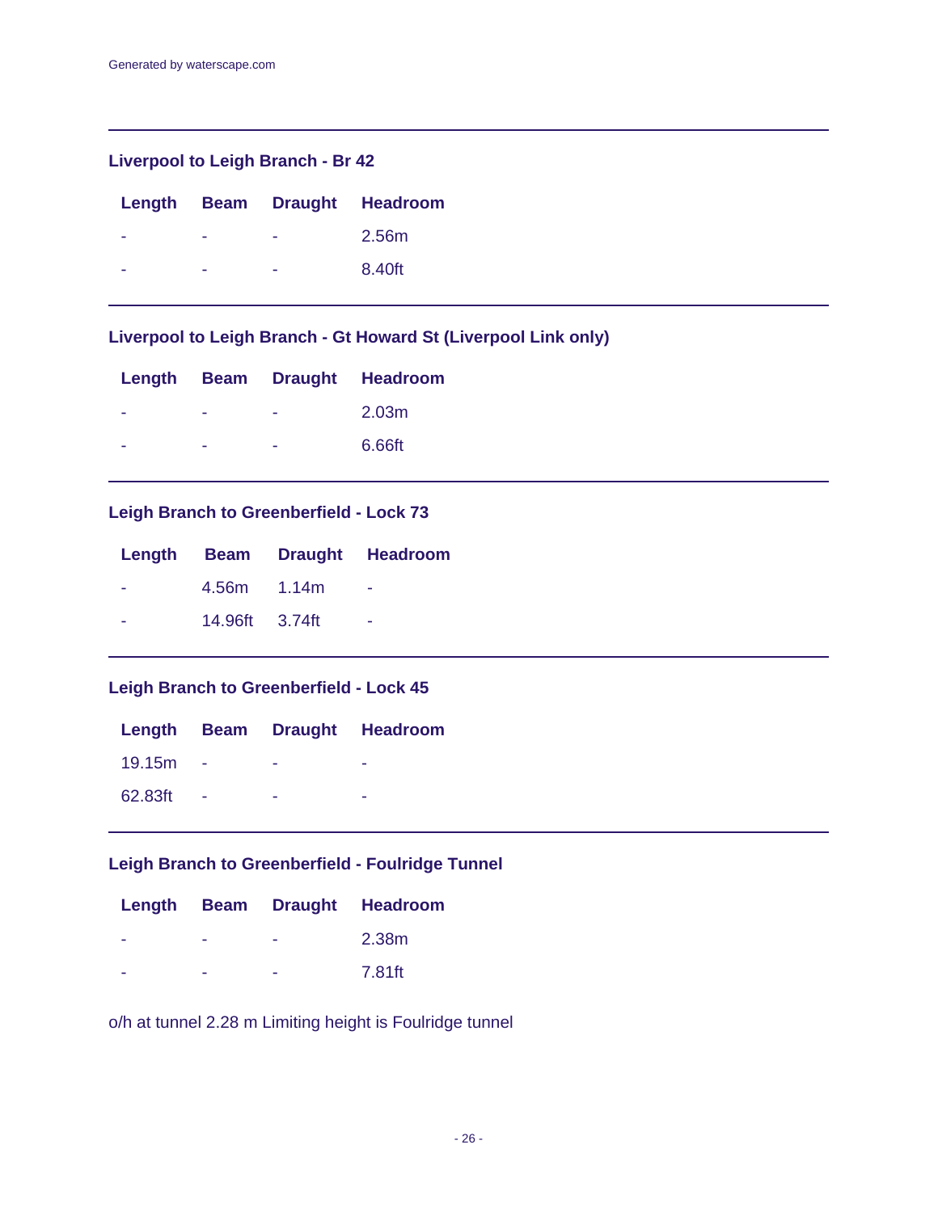---

### Liverpool to Leigh Branch - Br 42

| Length | Beam | Draught | Headroom |
| --- | --- | --- | --- |
| - | - | - | 2.56m |
| - | - | - | 8.40ft |

---

### Liverpool to Leigh Branch - Gt Howard St (Liverpool Link only)

| Length | Beam | Draught | Headroom |
| --- | --- | --- | --- |
| - | - | - | 2.03m |
| - | - | - | 6.66ft |

---

### Leigh Branch to Greenberfield - Lock 73

| Length | Beam | Draught | Headroom |
| --- | --- | --- | --- |
| - | 4.56m | 1.14m | - |
| - | 14.96ft | 3.74ft | - |

---

### Leigh Branch to Greenberfield - Lock 45

| Length | Beam | Draught | Headroom |
| --- | --- | --- | --- |
| 19.15m | - | - | - |
| 62.83ft | - | - | - |

---

### Leigh Branch to Greenberfield - Foulridge Tunnel

| Length | Beam | Draught | Headroom |
| --- | --- | --- | --- |
| - | - | - | 2.38m |
| - | - | - | 7.81ft |

o/h at tunnel 2.28 m Limiting height is Foulridge tunnel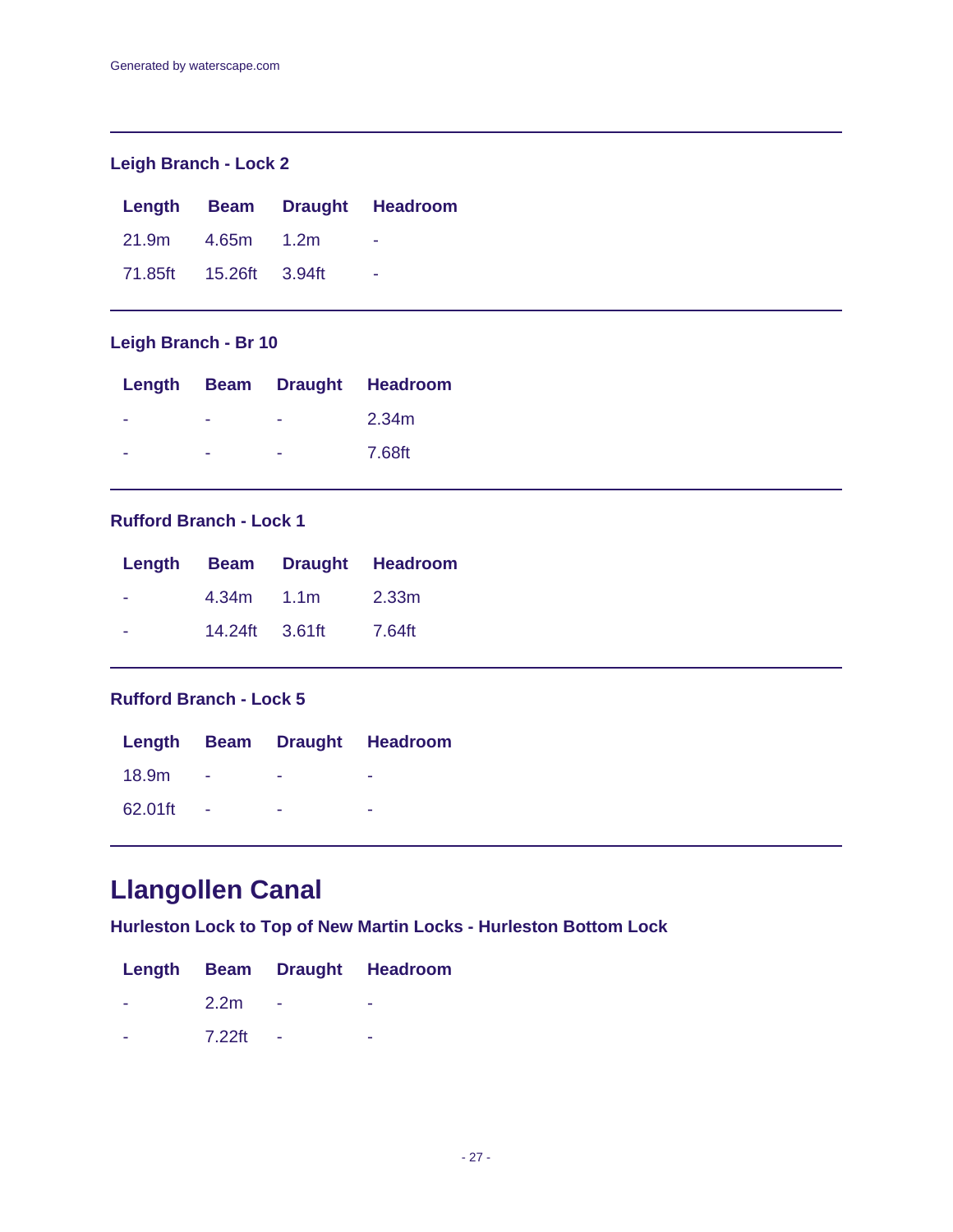### Leigh Branch - Lock 2

| Length | Beam | Draught | Headroom |
| --- | --- | --- | --- |
| 21.9m | 4.65m | 1.2m | - |
| 71.85ft | 15.26ft | 3.94ft | - |

---

### Leigh Branch - Br 10

| Length | Beam | Draught | Headroom |
| --- | --- | --- | --- |
| - | - | - | 2.34m |
| - | - | - | 7.68ft |

---

### Rufford Branch - Lock 1

| Length | Beam | Draught | Headroom |
| --- | --- | --- | --- |
| - | 4.34m | 1.1m | 2.33m |
| - | 14.24ft | 3.61ft | 7.64ft |

---

### Rufford Branch - Lock 5

| Length | Beam | Draught | Headroom |
| --- | --- | --- | --- |
| 18.9m | - | - | - |
| 62.01ft | - | - | - |

---

## Llangollen Canal

### Hurleston Lock to Top of New Martin Locks - Hurleston Bottom Lock

| Length | Beam | Draught | Headroom |
| --- | --- | --- | --- |
| - | 2.2m | - | - |
| - | 7.22ft | - | - |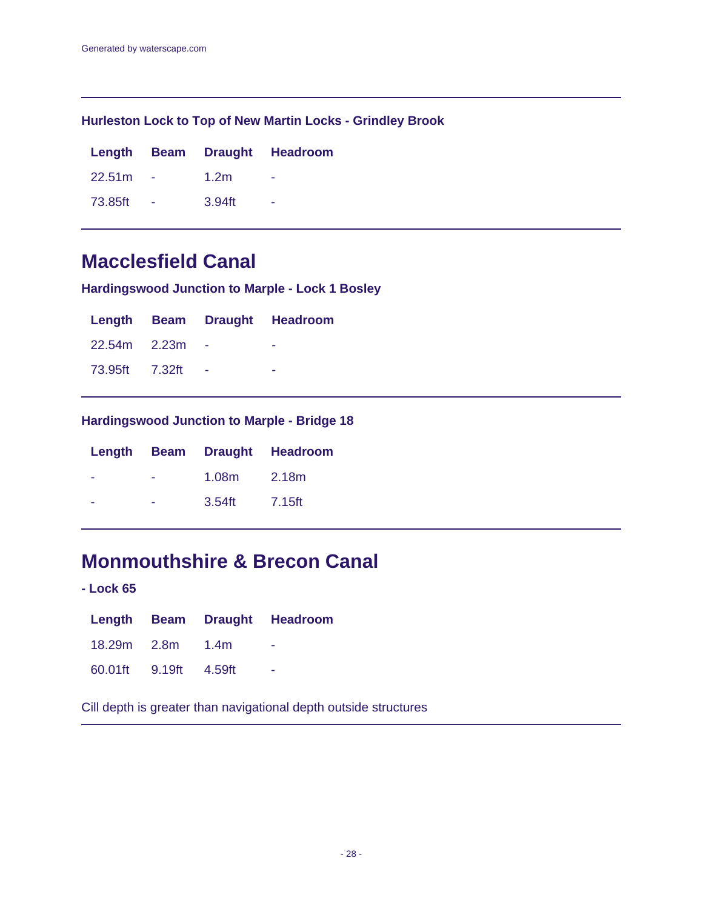### Hurleston Lock to Top of New Martin Locks - Grindley Brook

| Length | Beam | Draught | Headroom |
|---|---|---|---|
| 22.51m | - | 1.2m | - |
| 73.85ft | - | 3.94ft | - |

## Macclesfield Canal

### Hardingswood Junction to Marple - Lock 1 Bosley

| Length | Beam | Draught | Headroom |
|---|---|---|---|
| 22.54m | 2.23m | - | - |
| 73.95ft | 7.32ft | - | - |

### Hardingswood Junction to Marple - Bridge 18

| Length | Beam | Draught | Headroom |
|---|---|---|---|
| - | - | 1.08m | 2.18m |
| - | - | 3.54ft | 7.15ft |

## Monmouthshire & Brecon Canal

### - Lock 65

| Length | Beam | Draught | Headroom |
|---|---|---|---|
| 18.29m | 2.8m | 1.4m | - |
| 60.01ft | 9.19ft | 4.59ft | - |

Cill depth is greater than navigational depth outside structures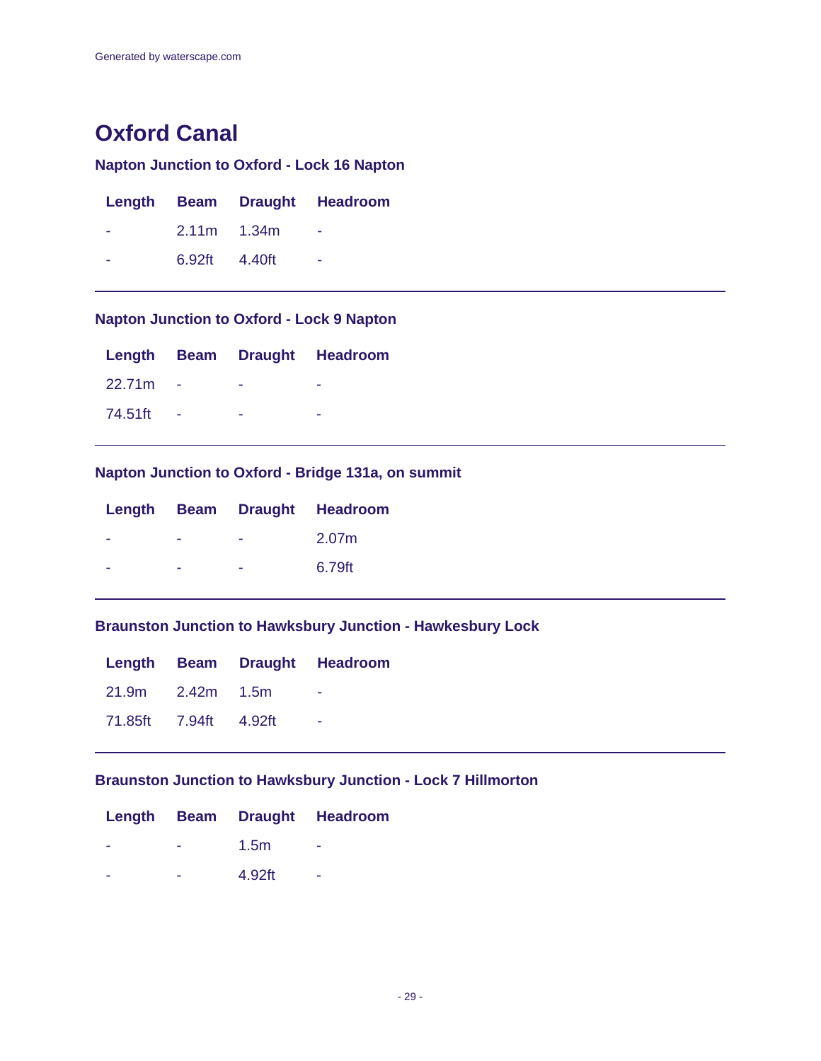# Oxford Canal

### Napton Junction to Oxford - Lock 16 Napton

| Length | Beam | Draught | Headroom |
|---|---|---|---|
| - | 2.11m | 1.34m | - |
| - | 6.92ft | 4.40ft | - |

---

### Napton Junction to Oxford - Lock 9 Napton

| Length | Beam | Draught | Headroom |
|---|---|---|---|
| 22.71m | - | - | - |
| 74.51ft | - | - | - |

---

### Napton Junction to Oxford - Bridge 131a, on summit

| Length | Beam | Draught | Headroom |
|---|---|---|---|
| - | - | - | 2.07m |
| - | - | - | 6.79ft |

---

### Braunston Junction to Hawksbury Junction - Hawkesbury Lock

| Length | Beam | Draught | Headroom |
|---|---|---|---|
| 21.9m | 2.42m | 1.5m | - |
| 71.85ft | 7.94ft | 4.92ft | - |

---

### Braunston Junction to Hawksbury Junction - Lock 7 Hillmorton

| Length | Beam | Draught | Headroom |
|---|---|---|---|
| - | - | 1.5m | - |
| - | - | 4.92ft | - |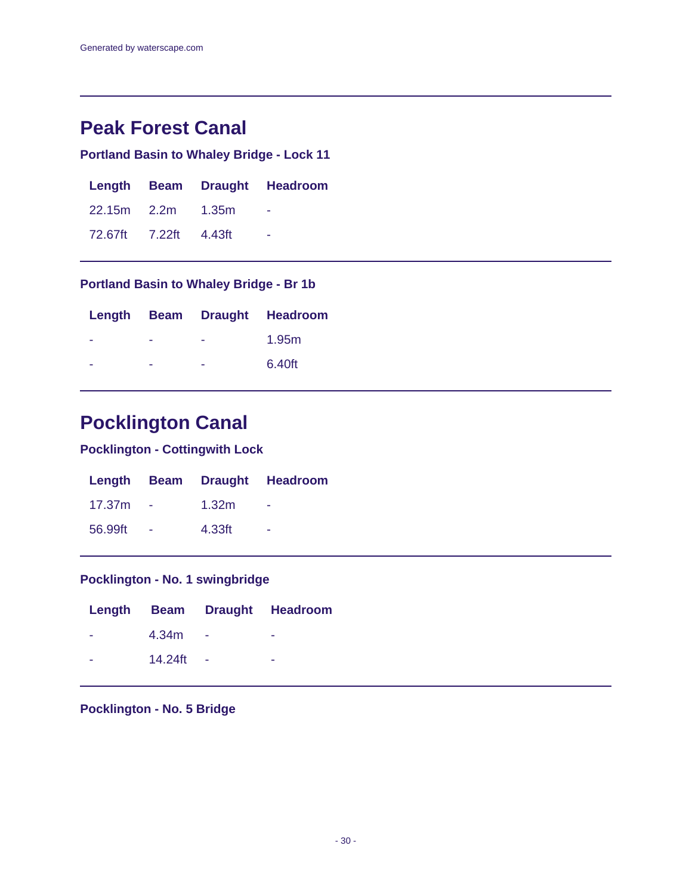# Peak Forest Canal

### Portland Basin to Whaley Bridge - Lock 11

| Length | Beam | Draught | Headroom |
|---|---|---|---|
| 22.15m | 2.2m | 1.35m | - |
| 72.67ft | 7.22ft | 4.43ft | - |

---

### Portland Basin to Whaley Bridge - Br 1b

| Length | Beam | Draught | Headroom |
|---|---|---|---|
| - | - | - | 1.95m |
| - | - | - | 6.40ft |

---

# Pocklington Canal

### Pocklington - Cottingwith Lock

| Length | Beam | Draught | Headroom |
|---|---|---|---|
| 17.37m | - | 1.32m | - |
| 56.99ft | - | 4.33ft | - |

---

### Pocklington - No. 1 swingbridge

| Length | Beam | Draught | Headroom |
|---|---|---|---|
| - | 4.34m | - | - |
| - | 14.24ft | - | - |

---

### Pocklington - No. 5 Bridge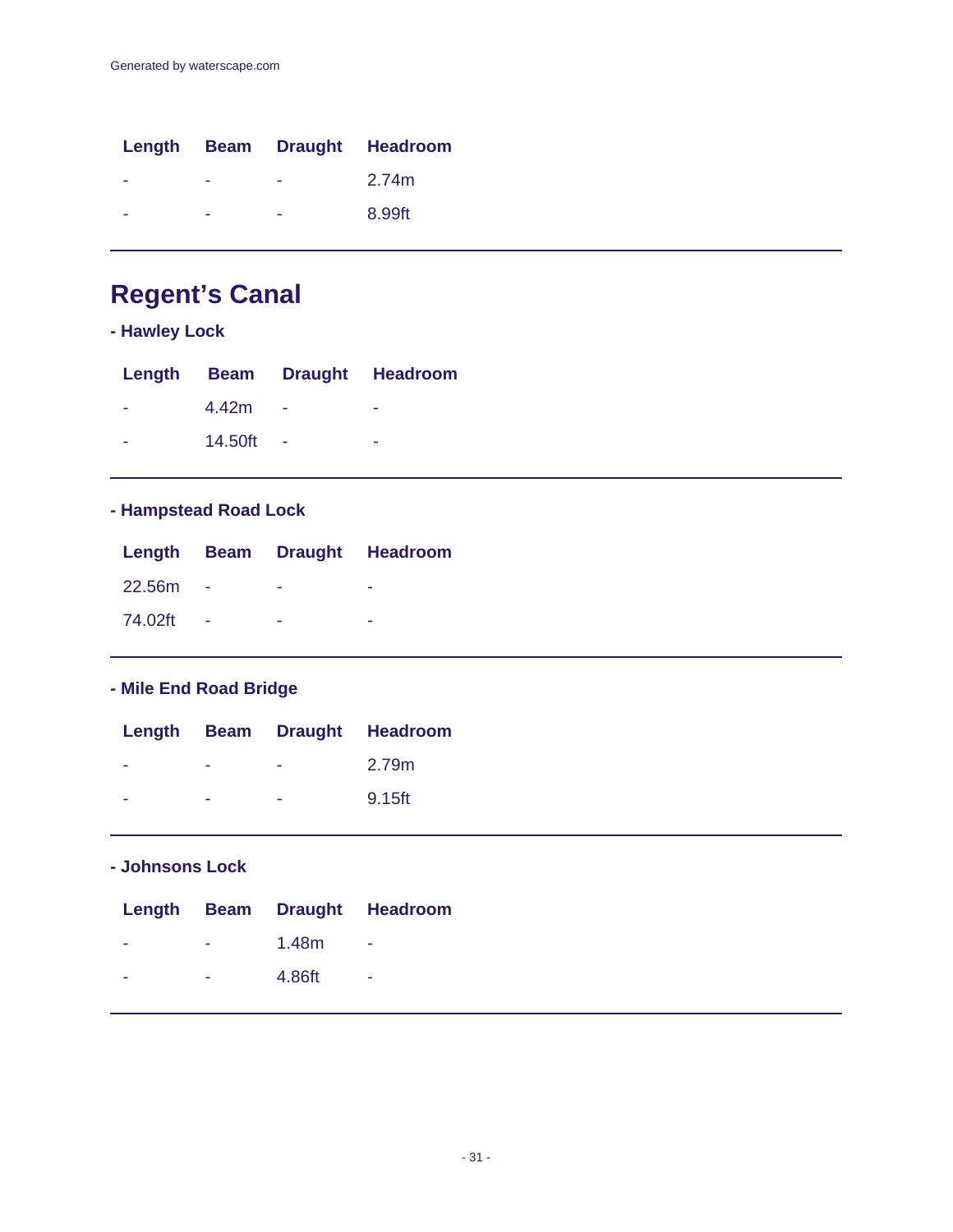| Length | Beam | Draught | Headroom |
| --- | --- | --- | --- |
| - | - | - | 2.74m |
| - | - | - | 8.99ft |

---

## Regent’s Canal

### - Hawley Lock

| Length | Beam | Draught | Headroom |
| --- | --- | --- | --- |
| - | 4.42m | - | - |
| - | 14.50ft | - | - |

---

### - Hampstead Road Lock

| Length | Beam | Draught | Headroom |
| --- | --- | --- | --- |
| 22.56m | - | - | - |
| 74.02ft | - | - | - |

---

### - Mile End Road Bridge

| Length | Beam | Draught | Headroom |
| --- | --- | --- | --- |
| - | - | - | 2.79m |
| - | - | - | 9.15ft |

---

### - Johnsons Lock

| Length | Beam | Draught | Headroom |
| --- | --- | --- | --- |
| - | - | 1.48m | - |
| - | - | 4.86ft | - |

---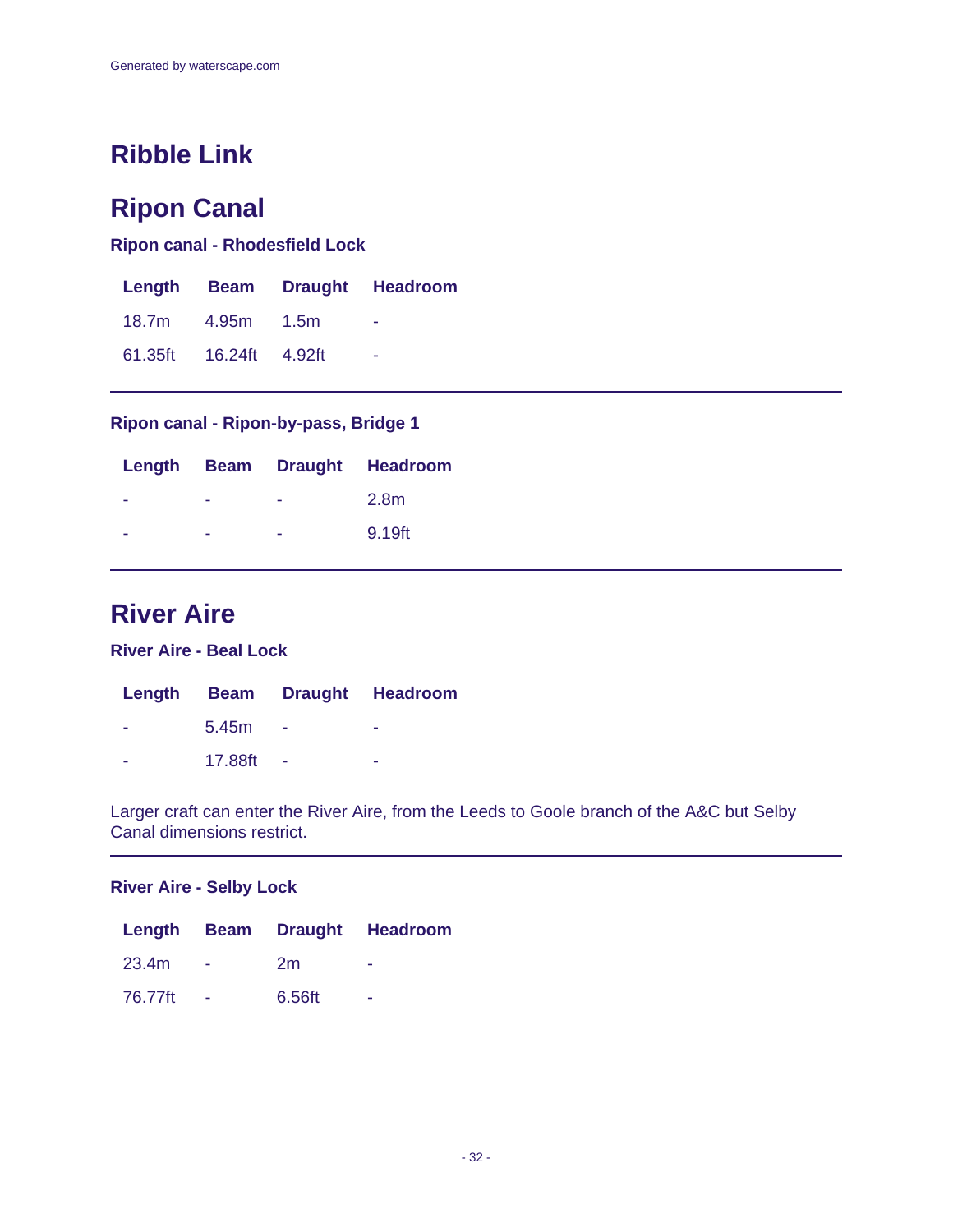## Ribble Link

## Ripon Canal

### Ripon canal - Rhodesfield Lock

| Length | Beam | Draught | Headroom |
|---|---|---|---|
| 18.7m | 4.95m | 1.5m | - |
| 61.35ft | 16.24ft | 4.92ft | - |

---

### Ripon canal - Ripon-by-pass, Bridge 1

| Length | Beam | Draught | Headroom |
|---|---|---|---|
| - | - | - | 2.8m |
| - | - | - | 9.19ft |

---

## River Aire

### River Aire - Beal Lock

| Length | Beam | Draught | Headroom |
|---|---|---|---|
| - | 5.45m | - | - |
| - | 17.88ft | - | - |

Larger craft can enter the River Aire, from the Leeds to Goole branch of the A&C but Selby Canal dimensions restrict.

---

### River Aire - Selby Lock

| Length | Beam | Draught | Headroom |
|---|---|---|---|
| 23.4m | - | 2m | - |
| 76.77ft | - | 6.56ft | - |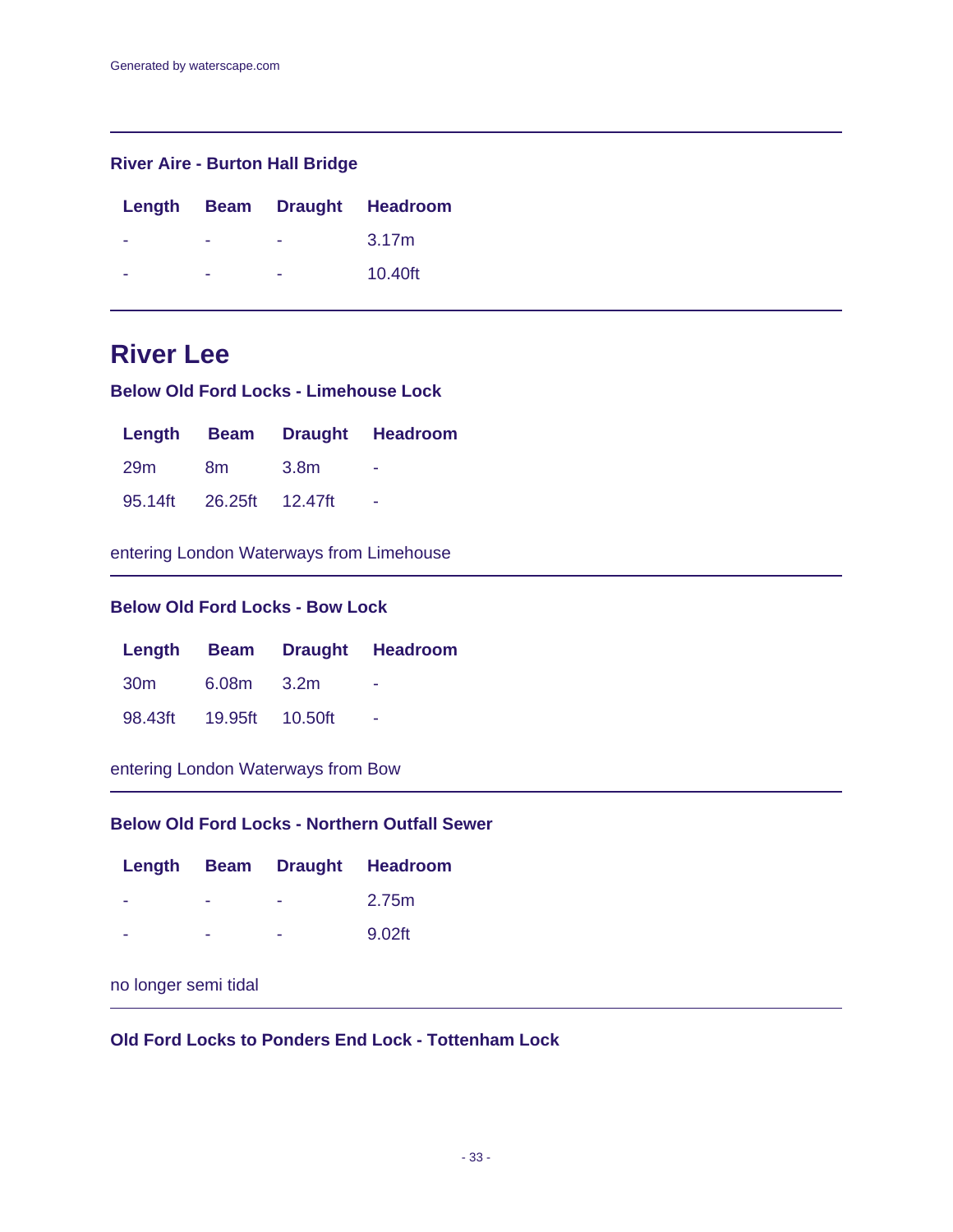### River Aire - Burton Hall Bridge

| Length | Beam | Draught | Headroom |
| --- | --- | --- | --- |
| - | - | - | 3.17m |
| - | - | - | 10.40ft |

## River Lee

### Below Old Ford Locks - Limehouse Lock

| Length | Beam | Draught | Headroom |
| --- | --- | --- | --- |
| 29m | 8m | 3.8m | - |
| 95.14ft | 26.25ft | 12.47ft | - |

entering London Waterways from Limehouse

### Below Old Ford Locks - Bow Lock

| Length | Beam | Draught | Headroom |
| --- | --- | --- | --- |
| 30m | 6.08m | 3.2m | - |
| 98.43ft | 19.95ft | 10.50ft | - |

entering London Waterways from Bow

### Below Old Ford Locks - Northern Outfall Sewer

| Length | Beam | Draught | Headroom |
| --- | --- | --- | --- |
| - | - | - | 2.75m |
| - | - | - | 9.02ft |

no longer semi tidal

### Old Ford Locks to Ponders End Lock - Tottenham Lock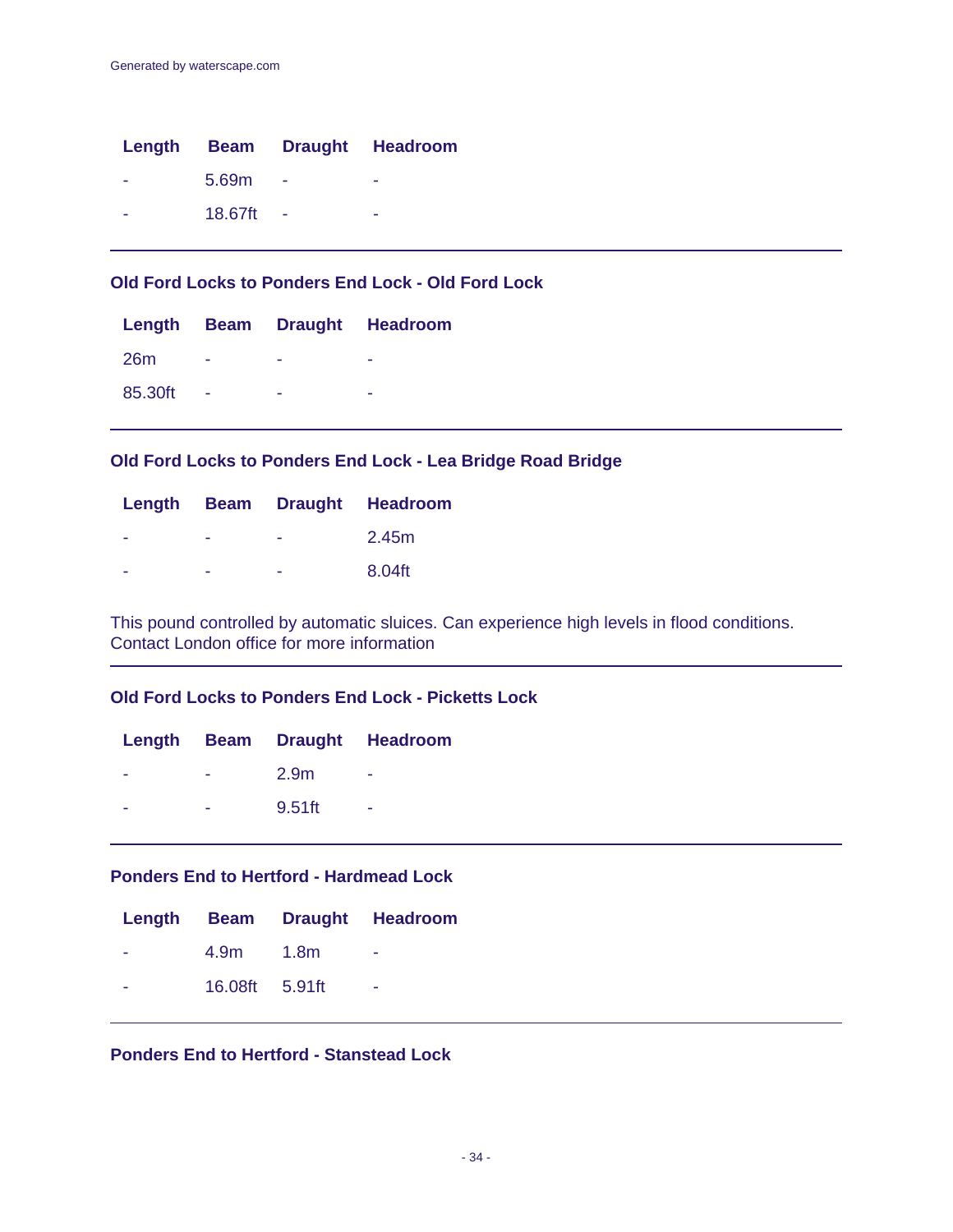| Length | Beam | Draught | Headroom |
| --- | --- | --- | --- |
| - | 5.69m | - | - |
| - | 18.67ft | - | - |

---

### Old Ford Locks to Ponders End Lock - Old Ford Lock

| Length | Beam | Draught | Headroom |
| --- | --- | --- | --- |
| 26m | - | - | - |
| 85.30ft | - | - | - |

---

### Old Ford Locks to Ponders End Lock - Lea Bridge Road Bridge

| Length | Beam | Draught | Headroom |
| --- | --- | --- | --- |
| - | - | - | 2.45m |
| - | - | - | 8.04ft |

This pound controlled by automatic sluices. Can experience high levels in flood conditions. Contact London office for more information

---

### Old Ford Locks to Ponders End Lock - Picketts Lock

| Length | Beam | Draught | Headroom |
| --- | --- | --- | --- |
| - | - | 2.9m | - |
| - | - | 9.51ft | - |

---

### Ponders End to Hertford - Hardmead Lock

| Length | Beam | Draught | Headroom |
| --- | --- | --- | --- |
| - | 4.9m | 1.8m | - |
| - | 16.08ft | 5.91ft | - |

---

### Ponders End to Hertford - Stanstead Lock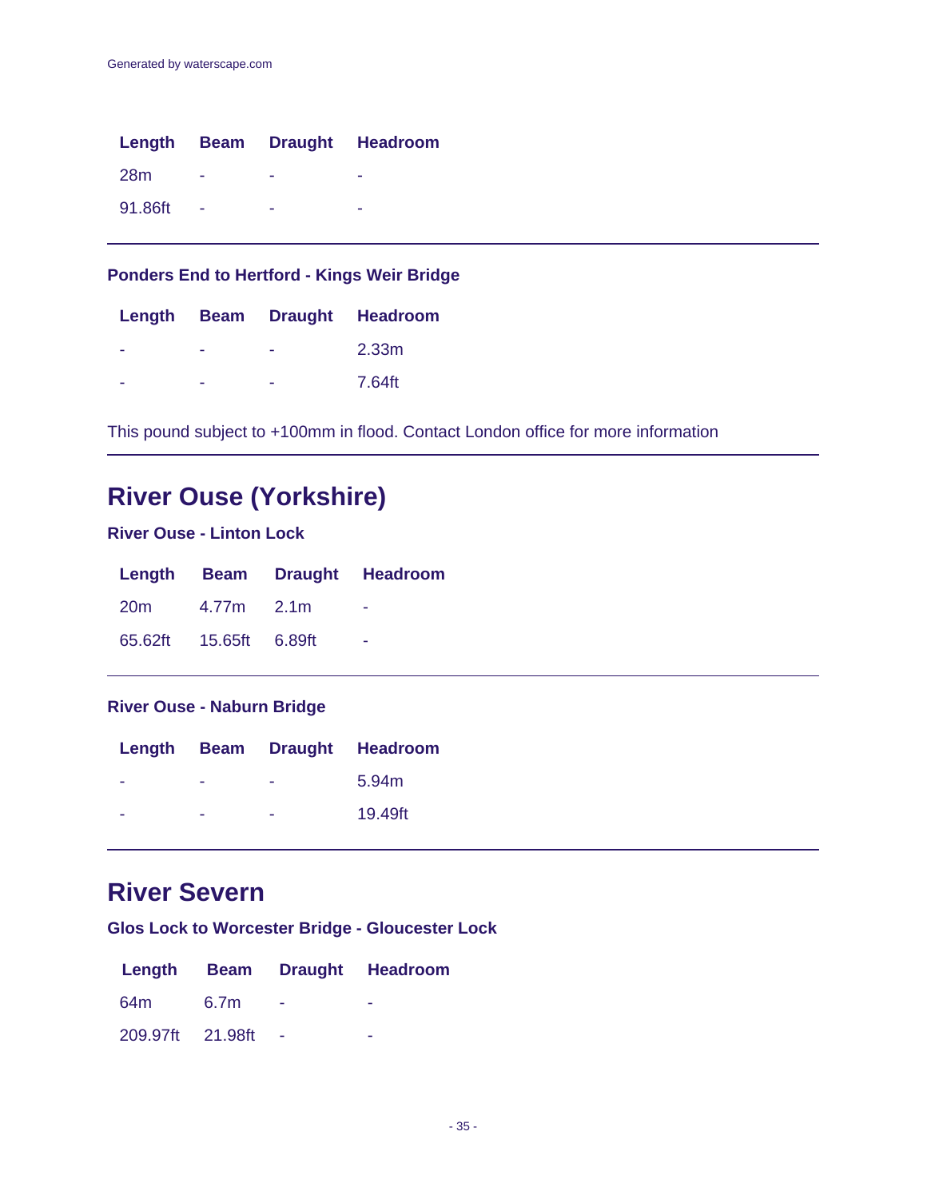| Length | Beam | Draught | Headroom |
|---|---|---|---|
| 28m | - | - | - |
| 91.86ft | - | - | - |

### Ponders End to Hertford - Kings Weir Bridge

| Length | Beam | Draught | Headroom |
|---|---|---|---|
| - | - | - | 2.33m |
| - | - | - | 7.64ft |

This pound subject to +100mm in flood. Contact London office for more information

## River Ouse (Yorkshire)

### River Ouse - Linton Lock

| Length | Beam | Draught | Headroom |
|---|---|---|---|
| 20m | 4.77m | 2.1m | - |
| 65.62ft | 15.65ft | 6.89ft | - |

### River Ouse - Naburn Bridge

| Length | Beam | Draught | Headroom |
|---|---|---|---|
| - | - | - | 5.94m |
| - | - | - | 19.49ft |

## River Severn

### Glos Lock to Worcester Bridge - Gloucester Lock

| Length | Beam | Draught | Headroom |
|---|---|---|---|
| 64m | 6.7m | - | - |
| 209.97ft | 21.98ft | - | - |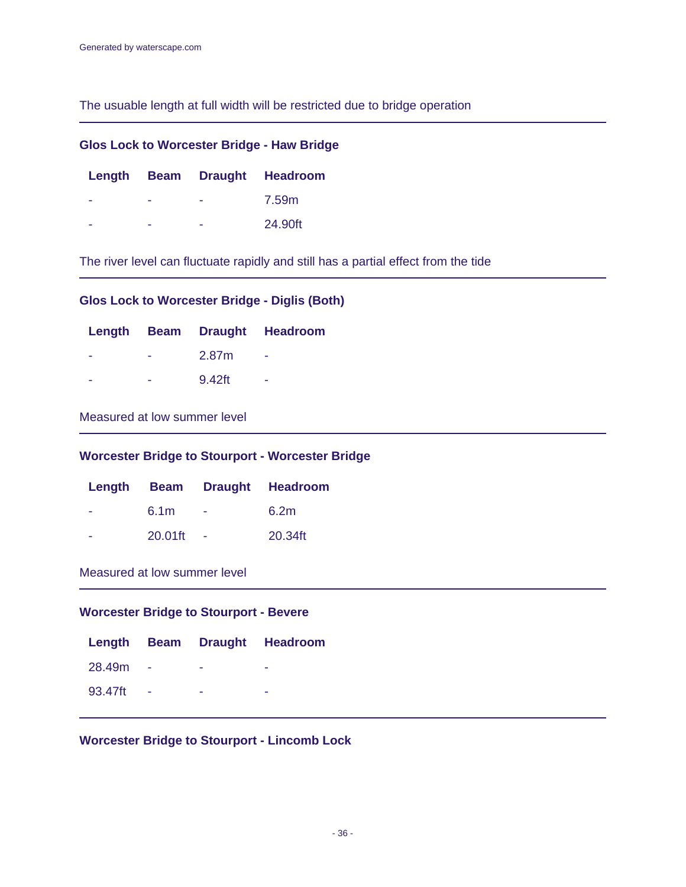The usuable length at full width will be restricted due to bridge operation

---

### Glos Lock to Worcester Bridge - Haw Bridge

| Length | Beam | Draught | Headroom |
|---|---|---|---|
| - | - | - | 7.59m |
| - | - | - | 24.90ft |

The river level can fluctuate rapidly and still has a partial effect from the tide

---

### Glos Lock to Worcester Bridge - Diglis (Both)

| Length | Beam | Draught | Headroom |
|---|---|---|---|
| - | - | 2.87m | - |
| - | - | 9.42ft | - |

Measured at low summer level

---

### Worcester Bridge to Stourport - Worcester Bridge

| Length | Beam | Draught | Headroom |
|---|---|---|---|
| - | 6.1m | - | 6.2m |
| - | 20.01ft | - | 20.34ft |

Measured at low summer level

---

### Worcester Bridge to Stourport - Bevere

| Length | Beam | Draught | Headroom |
|---|---|---|---|
| 28.49m | - | - | - |
| 93.47ft | - | - | - |

---

### Worcester Bridge to Stourport - Lincomb Lock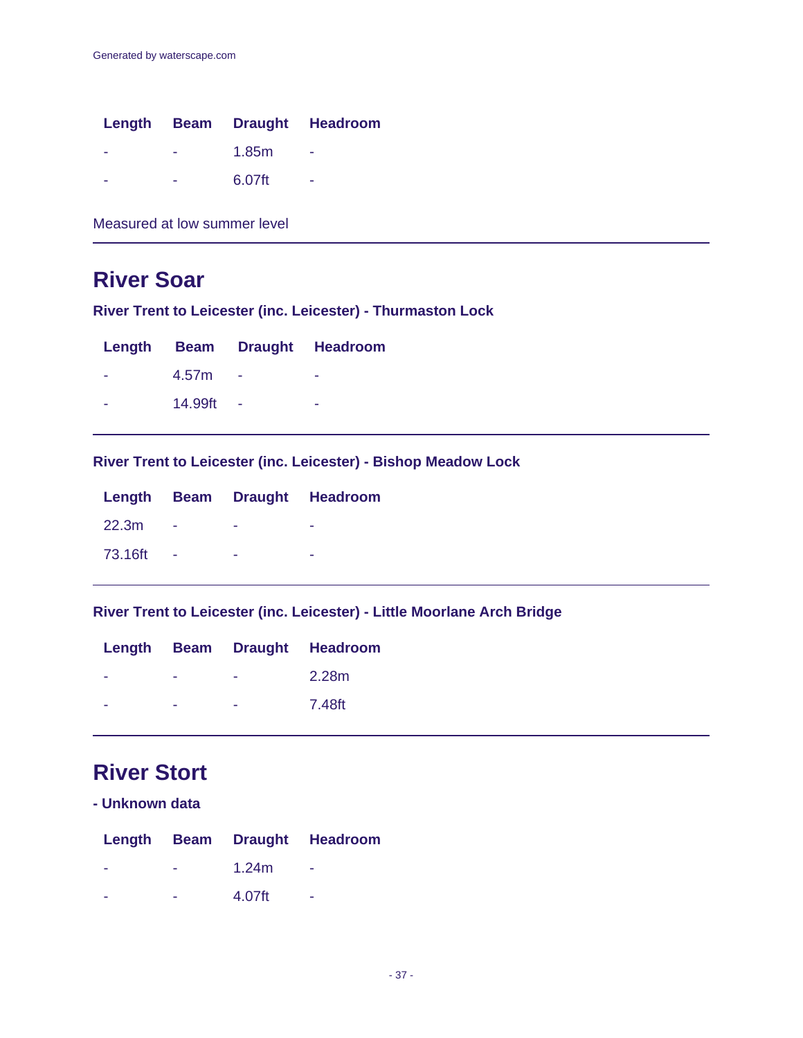| Length | Beam | Draught | Headroom |
|---|---|---|---|
| - | - | 1.85m | - |
| - | - | 6.07ft | - |

Measured at low summer level

## River Soar

### River Trent to Leicester (inc. Leicester) - Thurmaston Lock

| Length | Beam | Draught | Headroom |
|---|---|---|---|
| - | 4.57m | - | - |
| - | 14.99ft | - | - |

### River Trent to Leicester (inc. Leicester) - Bishop Meadow Lock

| Length | Beam | Draught | Headroom |
|---|---|---|---|
| 22.3m | - | - | - |
| 73.16ft | - | - | - |

### River Trent to Leicester (inc. Leicester) - Little Moorlane Arch Bridge

| Length | Beam | Draught | Headroom |
|---|---|---|---|
| - | - | - | 2.28m |
| - | - | - | 7.48ft |

## River Stort

### - Unknown data

| Length | Beam | Draught | Headroom |
|---|---|---|---|
| - | - | 1.24m | - |
| - | - | 4.07ft | - |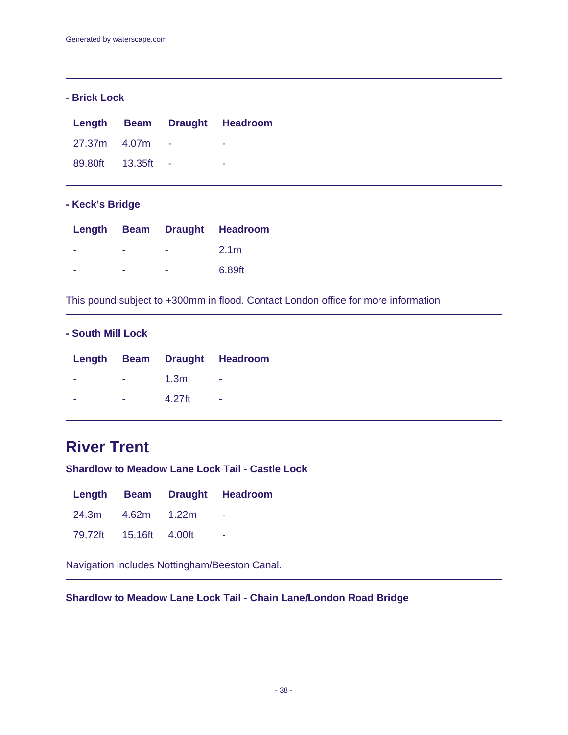Generated by waterscape.com

---

**- Brick Lock**

| Length | Beam | Draught | Headroom |
| --- | --- | --- | --- |
| 27.37m | 4.07m | - | - |
| 89.80ft | 13.35ft | - | - |

---

**- Keck's Bridge**

| Length | Beam | Draught | Headroom |
| --- | --- | --- | --- |
| - | - | - | 2.1m |
| - | - | - | 6.89ft |

This pound subject to +300mm in flood. Contact London office for more information

---

**- South Mill Lock**

| Length | Beam | Draught | Headroom |
| --- | --- | --- | --- |
| - | - | 1.3m | - |
| - | - | 4.27ft | - |

---

## River Trent

**Shardlow to Meadow Lane Lock Tail - Castle Lock**

| Length | Beam | Draught | Headroom |
| --- | --- | --- | --- |
| 24.3m | 4.62m | 1.22m | - |
| 79.72ft | 15.16ft | 4.00ft | - |

Navigation includes Nottingham/Beeston Canal.

---

**Shardlow to Meadow Lane Lock Tail - Chain Lane/London Road Bridge**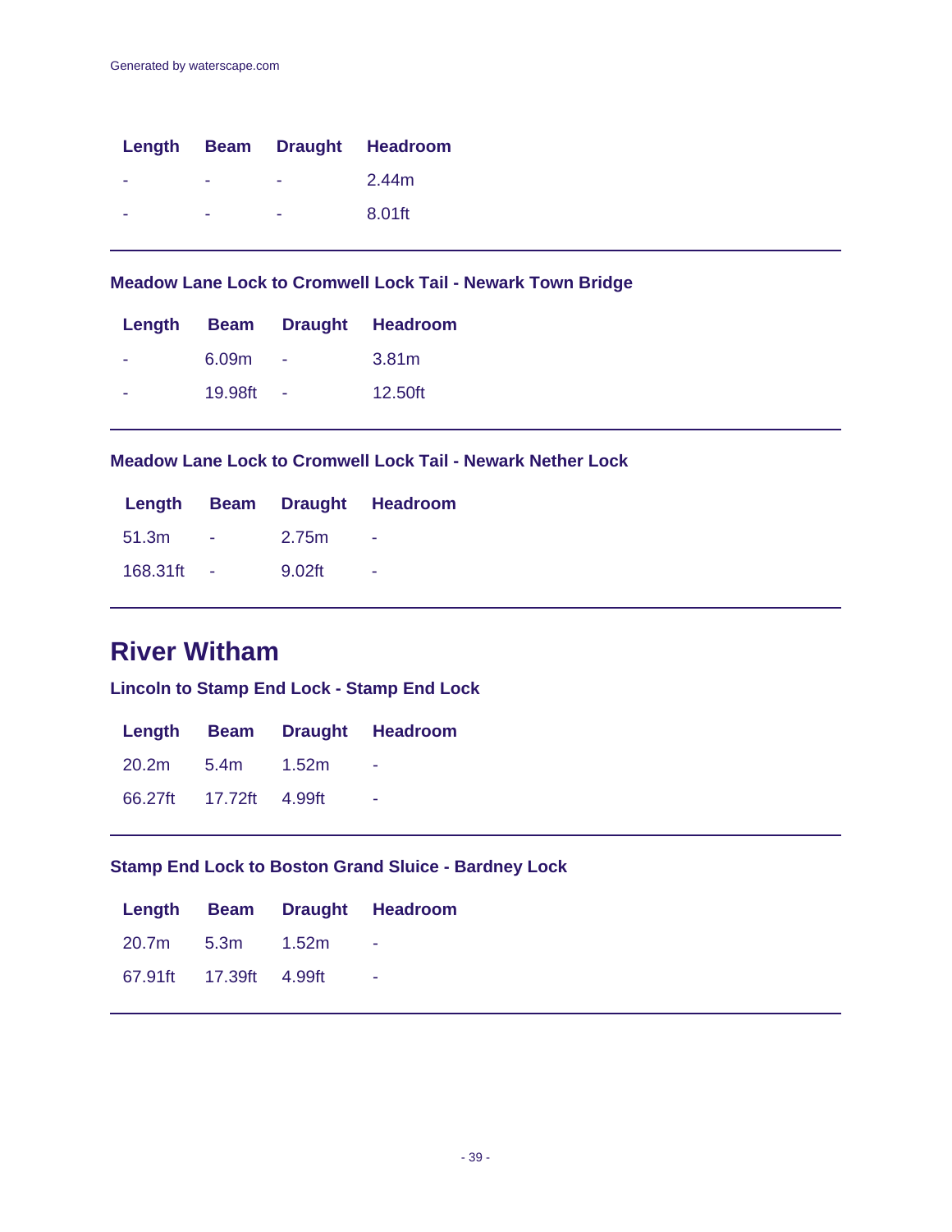| Length | Beam | Draught | Headroom |
| --- | --- | --- | --- |
| - | - | - | 2.44m |
| - | - | - | 8.01ft |

---

### Meadow Lane Lock to Cromwell Lock Tail - Newark Town Bridge

| Length | Beam | Draught | Headroom |
| --- | --- | --- | --- |
| - | 6.09m | - | 3.81m |
| - | 19.98ft | - | 12.50ft |

---

### Meadow Lane Lock to Cromwell Lock Tail - Newark Nether Lock

| Length | Beam | Draught | Headroom |
| --- | --- | --- | --- |
| 51.3m | - | 2.75m | - |
| 168.31ft | - | 9.02ft | - |

---

## River Witham

### Lincoln to Stamp End Lock - Stamp End Lock

| Length | Beam | Draught | Headroom |
| --- | --- | --- | --- |
| 20.2m | 5.4m | 1.52m | - |
| 66.27ft | 17.72ft | 4.99ft | - |

---

### Stamp End Lock to Boston Grand Sluice - Bardney Lock

| Length | Beam | Draught | Headroom |
| --- | --- | --- | --- |
| 20.7m | 5.3m | 1.52m | - |
| 67.91ft | 17.39ft | 4.99ft | - |

---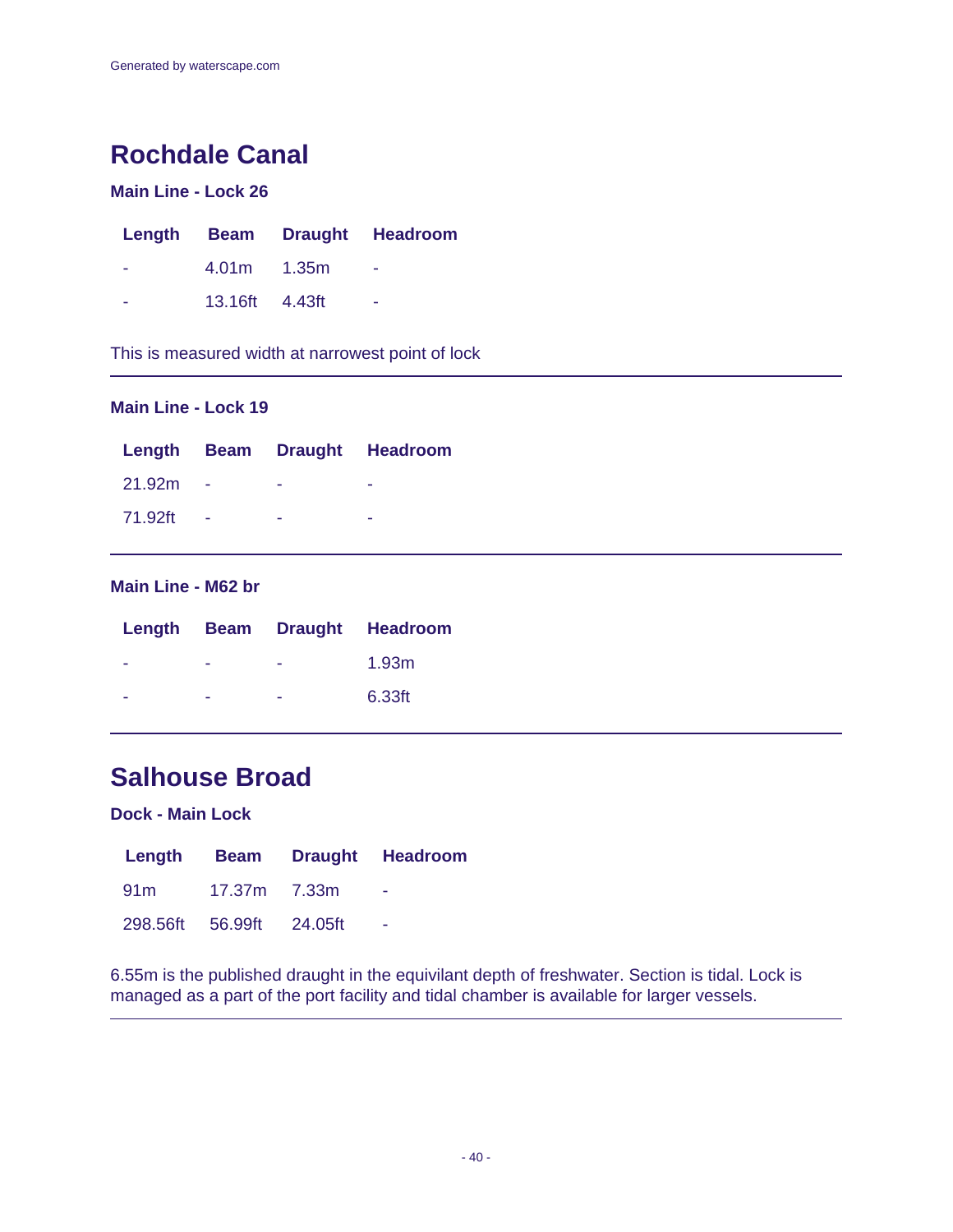# Rochdale Canal

### Main Line - Lock 26

| Length | Beam | Draught | Headroom |
|---|---|---|---|
| - | 4.01m | 1.35m | - |
| - | 13.16ft | 4.43ft | - |

This is measured width at narrowest point of lock

---

### Main Line - Lock 19

| Length | Beam | Draught | Headroom |
|---|---|---|---|
| 21.92m | - | - | - |
| 71.92ft | - | - | - |

---

### Main Line - M62 br

| Length | Beam | Draught | Headroom |
|---|---|---|---|
| - | - | - | 1.93m |
| - | - | - | 6.33ft |

---

# Salhouse Broad

### Dock - Main Lock

| Length | Beam | Draught | Headroom |
|---|---|---|---|
| 91m | 17.37m | 7.33m | - |
| 298.56ft | 56.99ft | 24.05ft | - |

6.55m is the published draught in the equivilant depth of freshwater. Section is tidal. Lock is managed as a part of the port facility and tidal chamber is available for larger vessels.

---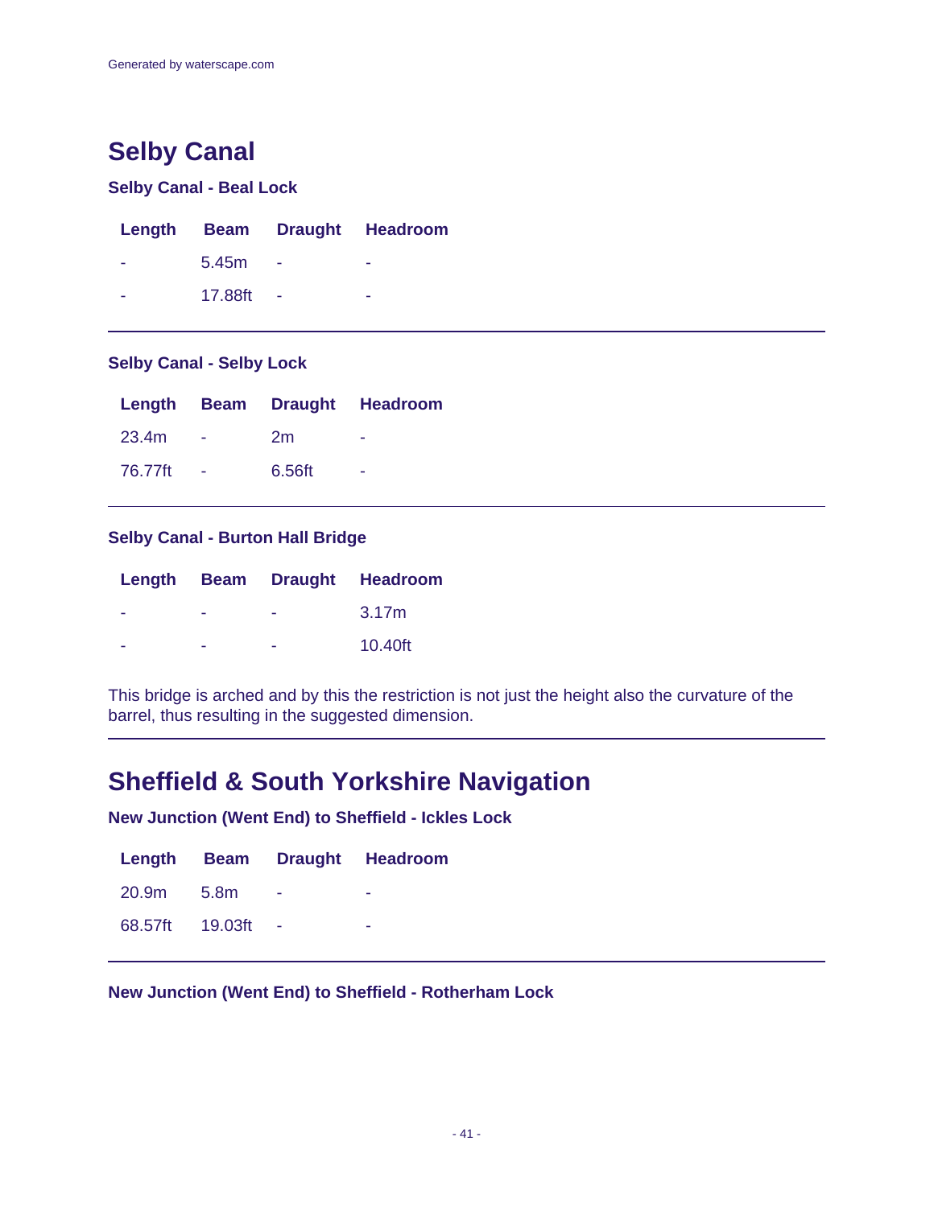# Selby Canal

### Selby Canal - Beal Lock

| Length | Beam | Draught | Headroom |
|---|---|---|---|
| - | 5.45m | - | - |
| - | 17.88ft | - | - |

### Selby Canal - Selby Lock

| Length | Beam | Draught | Headroom |
|---|---|---|---|
| 23.4m | - | 2m | - |
| 76.77ft | - | 6.56ft | - |

### Selby Canal - Burton Hall Bridge

| Length | Beam | Draught | Headroom |
|---|---|---|---|
| - | - | - | 3.17m |
| - | - | - | 10.40ft |

This bridge is arched and by this the restriction is not just the height also the curvature of the barrel, thus resulting in the suggested dimension.

# Sheffield & South Yorkshire Navigation

### New Junction (Went End) to Sheffield - Ickles Lock

| Length | Beam | Draught | Headroom |
|---|---|---|---|
| 20.9m | 5.8m | - | - |
| 68.57ft | 19.03ft | - | - |

### New Junction (Went End) to Sheffield - Rotherham Lock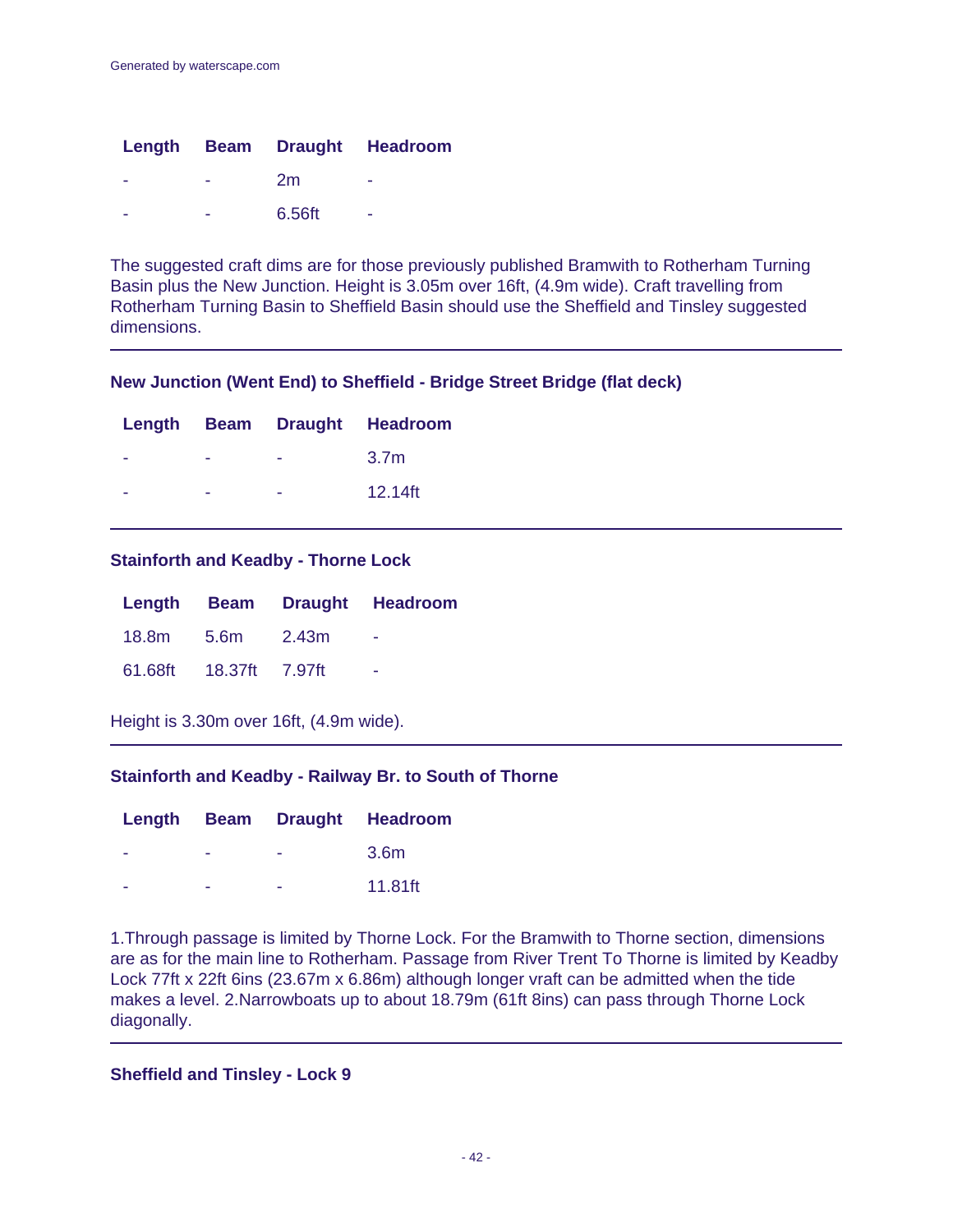| Length | Beam | Draught | Headroom |
|---|---|---|---|
| - | - | 2m | - |
| - | - | 6.56ft | - |

The suggested craft dims are for those previously published Bramwith to Rotherham Turning Basin plus the New Junction. Height is 3.05m over 16ft, (4.9m wide). Craft travelling from Rotherham Turning Basin to Sheffield Basin should use the Sheffield and Tinsley suggested dimensions.

---

**New Junction (Went End) to Sheffield - Bridge Street Bridge (flat deck)**

| Length | Beam | Draught | Headroom |
|---|---|---|---|
| - | - | - | 3.7m |
| - | - | - | 12.14ft |

---

**Stainforth and Keadby - Thorne Lock**

| Length | Beam | Draught | Headroom |
|---|---|---|---|
| 18.8m | 5.6m | 2.43m | - |
| 61.68ft | 18.37ft | 7.97ft | - |

Height is 3.30m over 16ft, (4.9m wide).

---

**Stainforth and Keadby - Railway Br. to South of Thorne**

| Length | Beam | Draught | Headroom |
|---|---|---|---|
| - | - | - | 3.6m |
| - | - | - | 11.81ft |

1.Through passage is limited by Thorne Lock. For the Bramwith to Thorne section, dimensions are as for the main line to Rotherham. Passage from River Trent To Thorne is limited by Keadby Lock 77ft x 22ft 6ins (23.67m x 6.86m) although longer vraft can be admitted when the tide makes a level. 2.Narrowboats up to about 18.79m (61ft 8ins) can pass through Thorne Lock diagonally.

---

**Sheffield and Tinsley - Lock 9**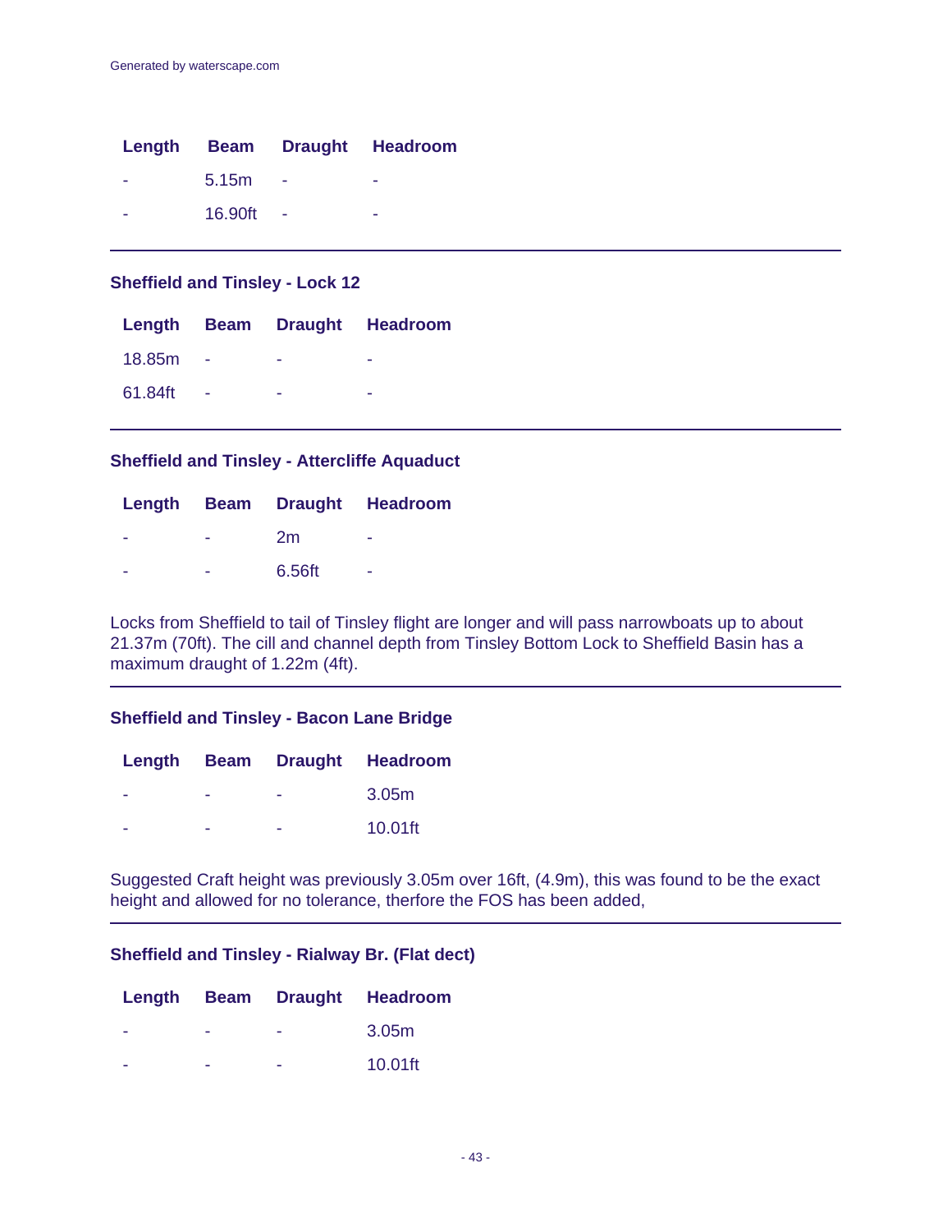| Length | Beam | Draught | Headroom |
| --- | --- | --- | --- |
| - | 5.15m | - | - |
| - | 16.90ft | - | - |

---

### Sheffield and Tinsley - Lock 12

| Length | Beam | Draught | Headroom |
| --- | --- | --- | --- |
| 18.85m | - | - | - |
| 61.84ft | - | - | - |

---

### Sheffield and Tinsley - Attercliffe Aquaduct

| Length | Beam | Draught | Headroom |
| --- | --- | --- | --- |
| - | - | 2m | - |
| - | - | 6.56ft | - |

Locks from Sheffield to tail of Tinsley flight are longer and will pass narrowboats up to about 21.37m (70ft). The cill and channel depth from Tinsley Bottom Lock to Sheffield Basin has a maximum draught of 1.22m (4ft).

---

### Sheffield and Tinsley - Bacon Lane Bridge

| Length | Beam | Draught | Headroom |
| --- | --- | --- | --- |
| - | - | - | 3.05m |
| - | - | - | 10.01ft |

Suggested Craft height was previously 3.05m over 16ft, (4.9m), this was found to be the exact height and allowed for no tolerance, therfore the FOS has been added,

---

### Sheffield and Tinsley - Rialway Br. (Flat dect)

| Length | Beam | Draught | Headroom |
| --- | --- | --- | --- |
| - | - | - | 3.05m |
| - | - | - | 10.01ft |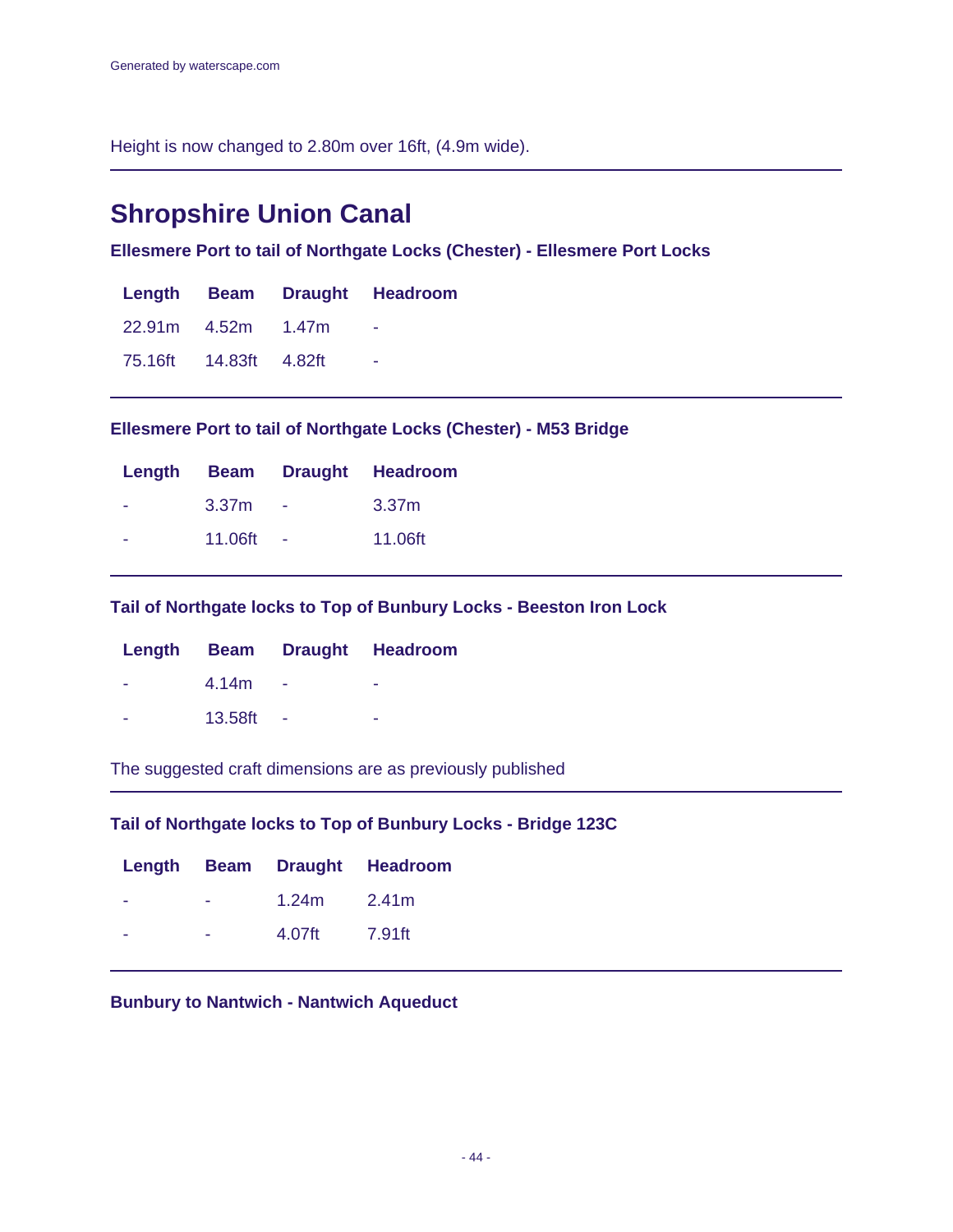Height is now changed to 2.80m over 16ft, (4.9m wide).

---

## Shropshire Union Canal

### Ellesmere Port to tail of Northgate Locks (Chester) - Ellesmere Port Locks

| Length | Beam | Draught | Headroom |
|---|---|---|---|
| 22.91m | 4.52m | 1.47m | - |
| 75.16ft | 14.83ft | 4.82ft | - |

---

### Ellesmere Port to tail of Northgate Locks (Chester) - M53 Bridge

| Length | Beam | Draught | Headroom |
|---|---|---|---|
| - | 3.37m | - | 3.37m |
| - | 11.06ft | - | 11.06ft |

---

### Tail of Northgate locks to Top of Bunbury Locks - Beeston Iron Lock

| Length | Beam | Draught | Headroom |
|---|---|---|---|
| - | 4.14m | - | - |
| - | 13.58ft | - | - |

The suggested craft dimensions are as previously published

---

### Tail of Northgate locks to Top of Bunbury Locks - Bridge 123C

| Length | Beam | Draught | Headroom |
|---|---|---|---|
| - | - | 1.24m | 2.41m |
| - | - | 4.07ft | 7.91ft |

---

### Bunbury to Nantwich - Nantwich Aqueduct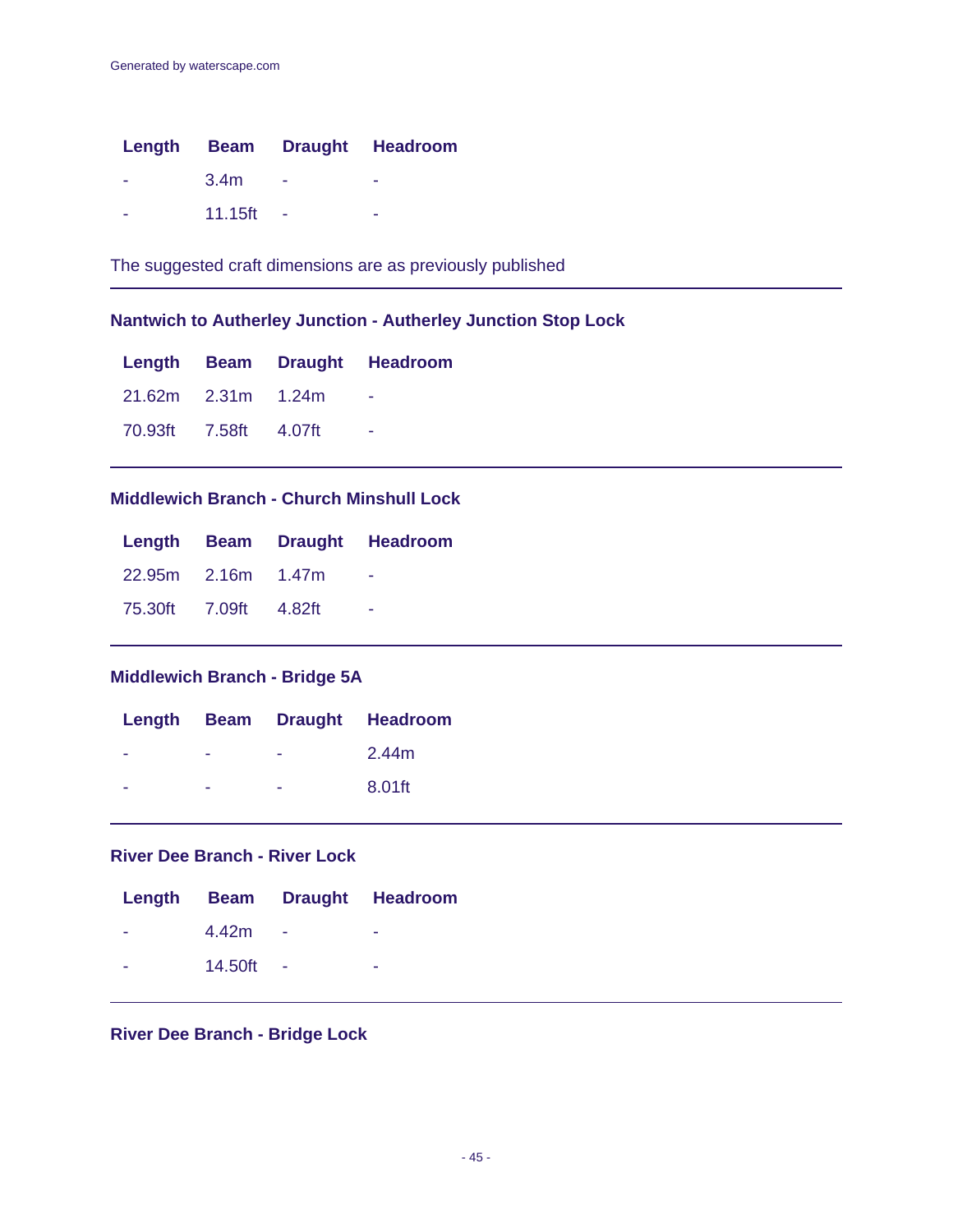| Length | Beam | Draught | Headroom |
|---|---|---|---|
| - | 3.4m | - | - |
| - | 11.15ft | - | - |

The suggested craft dimensions are as previously published

---

### Nantwich to Autherley Junction - Autherley Junction Stop Lock

| Length | Beam | Draught | Headroom |
|---|---|---|---|
| 21.62m | 2.31m | 1.24m | - |
| 70.93ft | 7.58ft | 4.07ft | - |

---

### Middlewich Branch - Church Minshull Lock

| Length | Beam | Draught | Headroom |
|---|---|---|---|
| 22.95m | 2.16m | 1.47m | - |
| 75.30ft | 7.09ft | 4.82ft | - |

---

### Middlewich Branch - Bridge 5A

| Length | Beam | Draught | Headroom |
|---|---|---|---|
| - | - | - | 2.44m |
| - | - | - | 8.01ft |

---

### River Dee Branch - River Lock

| Length | Beam | Draught | Headroom |
|---|---|---|---|
| - | 4.42m | - | - |
| - | 14.50ft | - | - |

---

### River Dee Branch - Bridge Lock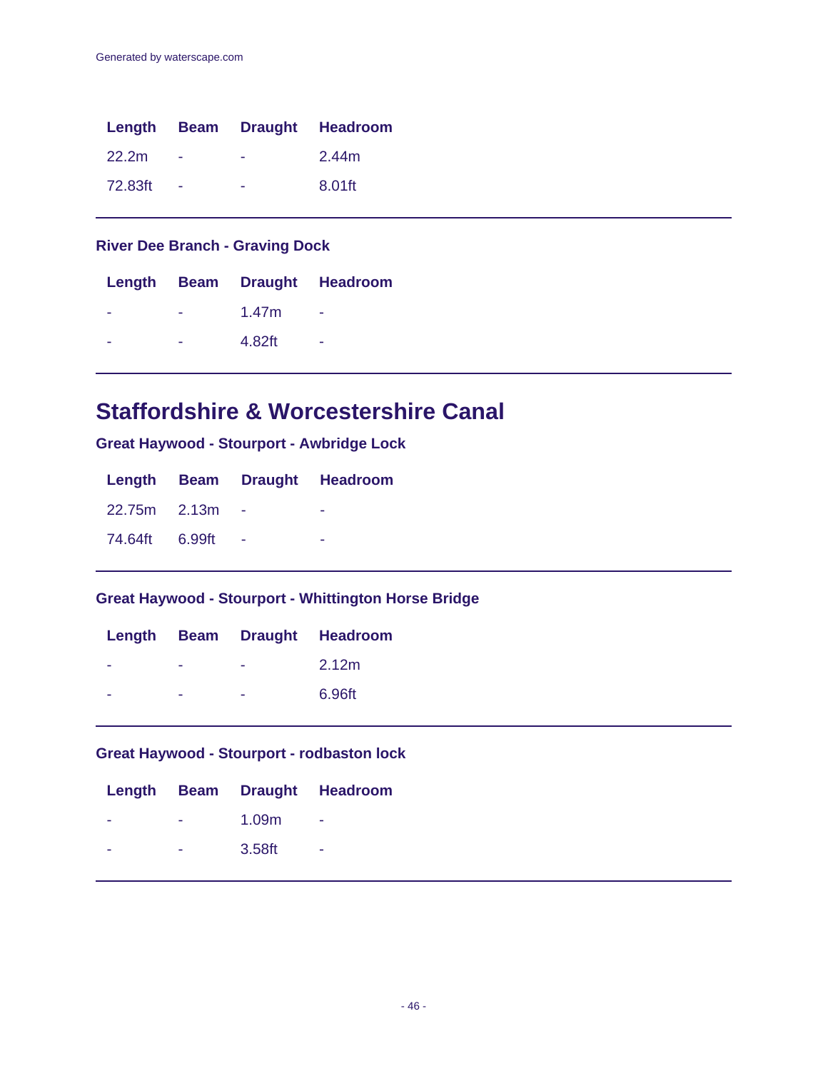| Length | Beam | Draught | Headroom |
|---|---|---|---|
| 22.2m | - | - | 2.44m |
| 72.83ft | - | - | 8.01ft |

### River Dee Branch - Graving Dock

| Length | Beam | Draught | Headroom |
|---|---|---|---|
| - | - | 1.47m | - |
| - | - | 4.82ft | - |

## Staffordshire & Worcestershire Canal

### Great Haywood - Stourport - Awbridge Lock

| Length | Beam | Draught | Headroom |
|---|---|---|---|
| 22.75m | 2.13m | - | - |
| 74.64ft | 6.99ft | - | - |

### Great Haywood - Stourport - Whittington Horse Bridge

| Length | Beam | Draught | Headroom |
|---|---|---|---|
| - | - | - | 2.12m |
| - | - | - | 6.96ft |

### Great Haywood - Stourport - rodbaston lock

| Length | Beam | Draught | Headroom |
|---|---|---|---|
| - | - | 1.09m | - |
| - | - | 3.58ft | - |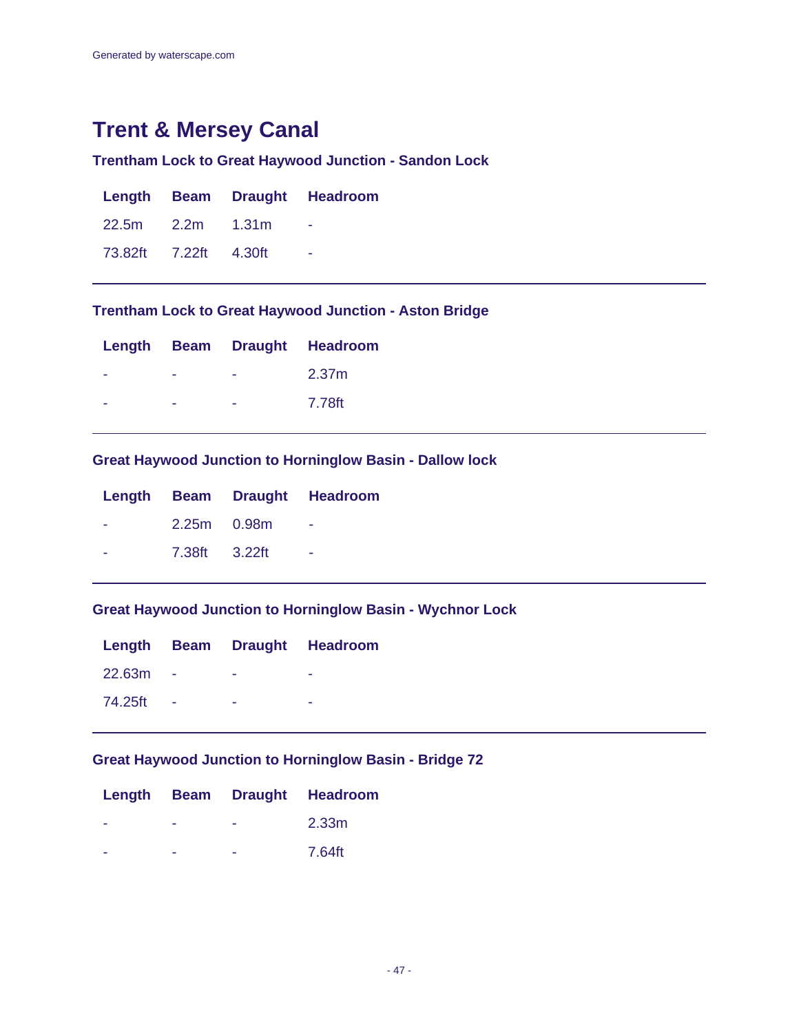Generated by waterscape.com

# Trent & Mersey Canal

### Trentham Lock to Great Haywood Junction - Sandon Lock

| Length | Beam | Draught | Headroom |
|---|---|---|---|
| 22.5m | 2.2m | 1.31m | - |
| 73.82ft | 7.22ft | 4.30ft | - |

### Trentham Lock to Great Haywood Junction - Aston Bridge

| Length | Beam | Draught | Headroom |
|---|---|---|---|
| - | - | - | 2.37m |
| - | - | - | 7.78ft |

### Great Haywood Junction to Horninglow Basin - Dallow lock

| Length | Beam | Draught | Headroom |
|---|---|---|---|
| - | 2.25m | 0.98m | - |
| - | 7.38ft | 3.22ft | - |

### Great Haywood Junction to Horninglow Basin - Wychnor Lock

| Length | Beam | Draught | Headroom |
|---|---|---|---|
| 22.63m | - | - | - |
| 74.25ft | - | - | - |

### Great Haywood Junction to Horninglow Basin - Bridge 72

| Length | Beam | Draught | Headroom |
|---|---|---|---|
| - | - | - | 2.33m |
| - | - | - | 7.64ft |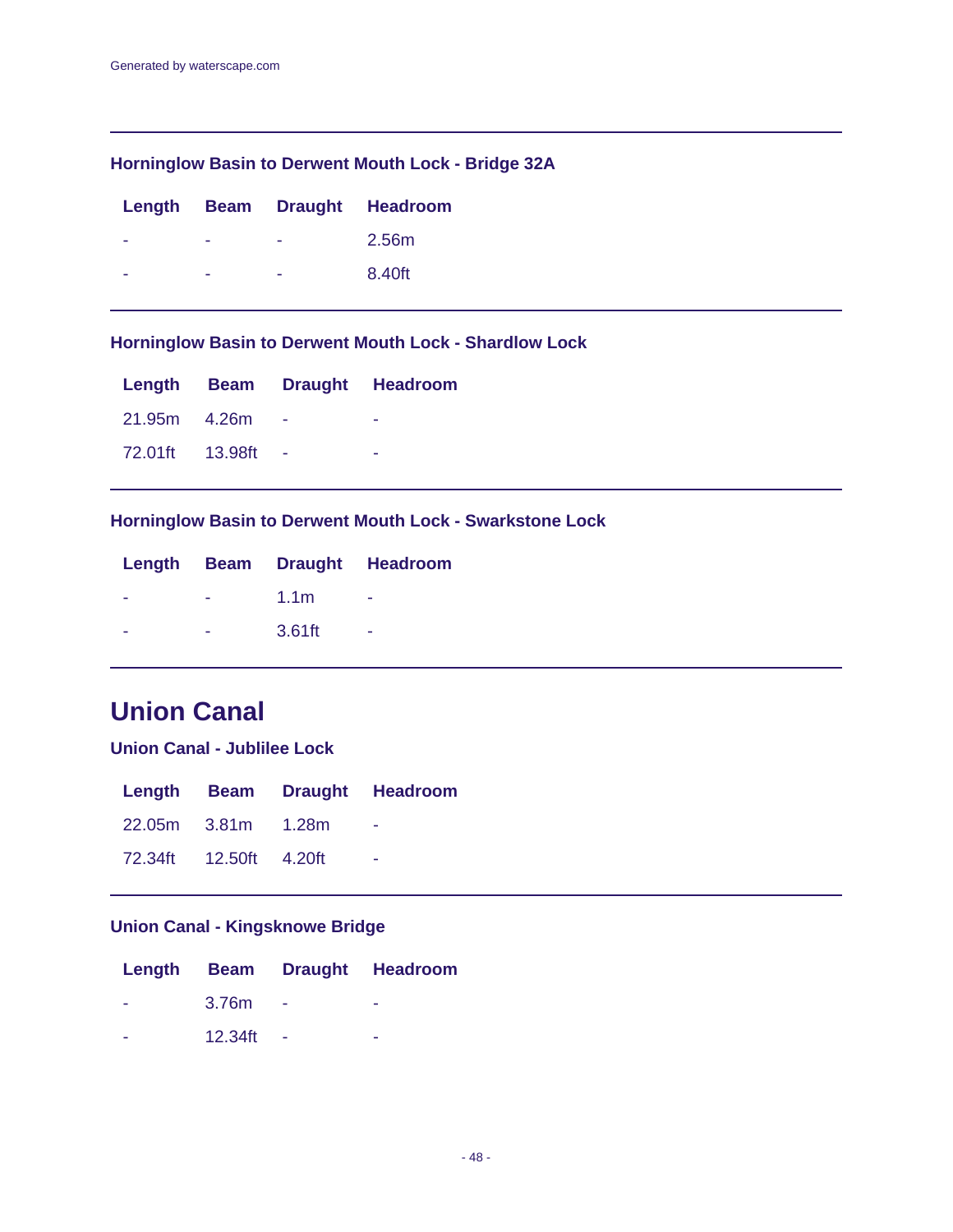### Horninglow Basin to Derwent Mouth Lock - Bridge 32A

| Length | Beam | Draught | Headroom |
|---|---|---|---|
| - | - | - | 2.56m |
| - | - | - | 8.40ft |

### Horninglow Basin to Derwent Mouth Lock - Shardlow Lock

| Length | Beam | Draught | Headroom |
|---|---|---|---|
| 21.95m | 4.26m | - | - |
| 72.01ft | 13.98ft | - | - |

### Horninglow Basin to Derwent Mouth Lock - Swarkstone Lock

| Length | Beam | Draught | Headroom |
|---|---|---|---|
| - | - | 1.1m | - |
| - | - | 3.61ft | - |

## Union Canal

### Union Canal - Jublilee Lock

| Length | Beam | Draught | Headroom |
|---|---|---|---|
| 22.05m | 3.81m | 1.28m | - |
| 72.34ft | 12.50ft | 4.20ft | - |

### Union Canal - Kingsknowe Bridge

| Length | Beam | Draught | Headroom |
|---|---|---|---|
| - | 3.76m | - | - |
| - | 12.34ft | - | - |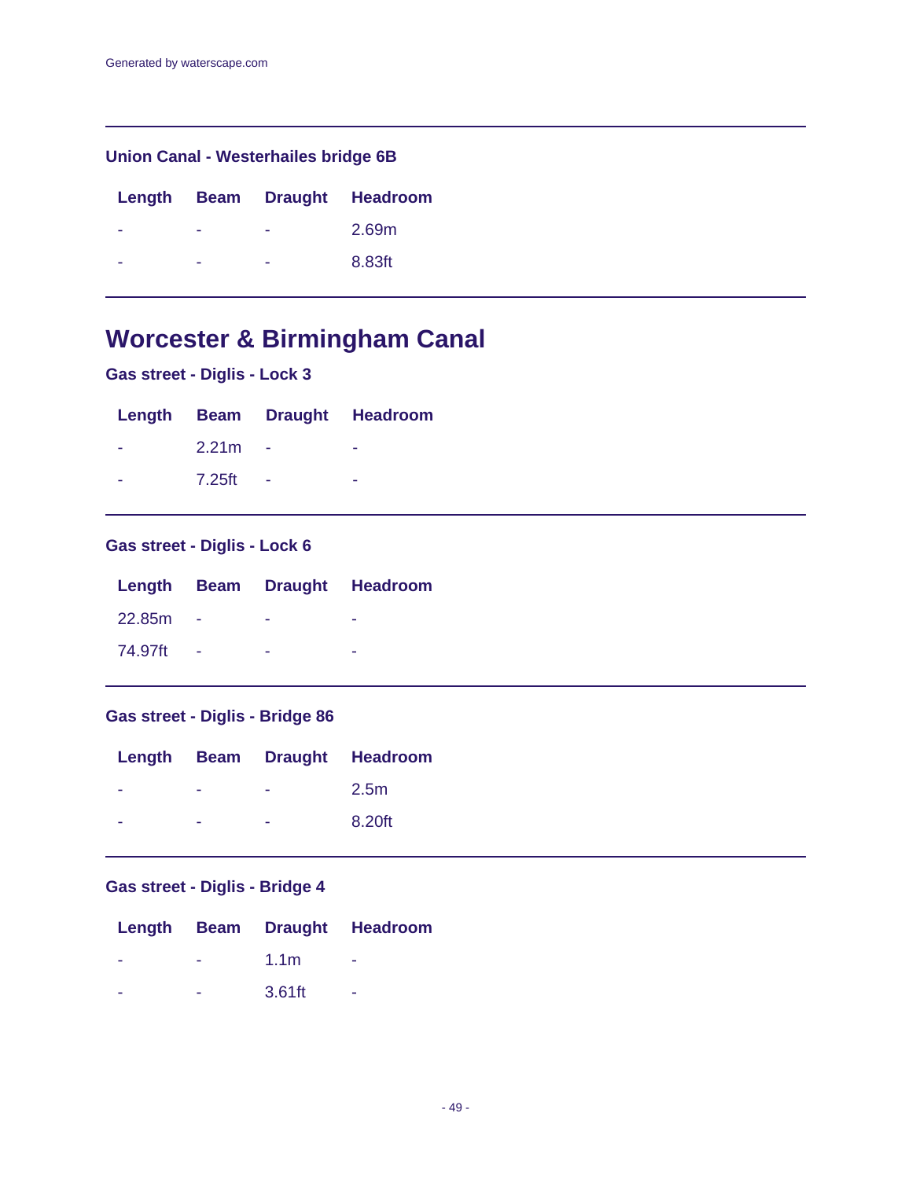### Union Canal - Westerhailes bridge 6B

| Length | Beam | Draught | Headroom |
|---|---|---|---|
| - | - | - | 2.69m |
| - | - | - | 8.83ft |

## Worcester & Birmingham Canal

### Gas street - Diglis - Lock 3

| Length | Beam | Draught | Headroom |
|---|---|---|---|
| - | 2.21m | - | - |
| - | 7.25ft | - | - |

### Gas street - Diglis - Lock 6

| Length | Beam | Draught | Headroom |
|---|---|---|---|
| 22.85m | - | - | - |
| 74.97ft | - | - | - |

### Gas street - Diglis - Bridge 86

| Length | Beam | Draught | Headroom |
|---|---|---|---|
| - | - | - | 2.5m |
| - | - | - | 8.20ft |

### Gas street - Diglis - Bridge 4

| Length | Beam | Draught | Headroom |
|---|---|---|---|
| - | - | 1.1m | - |
| - | - | 3.61ft | - |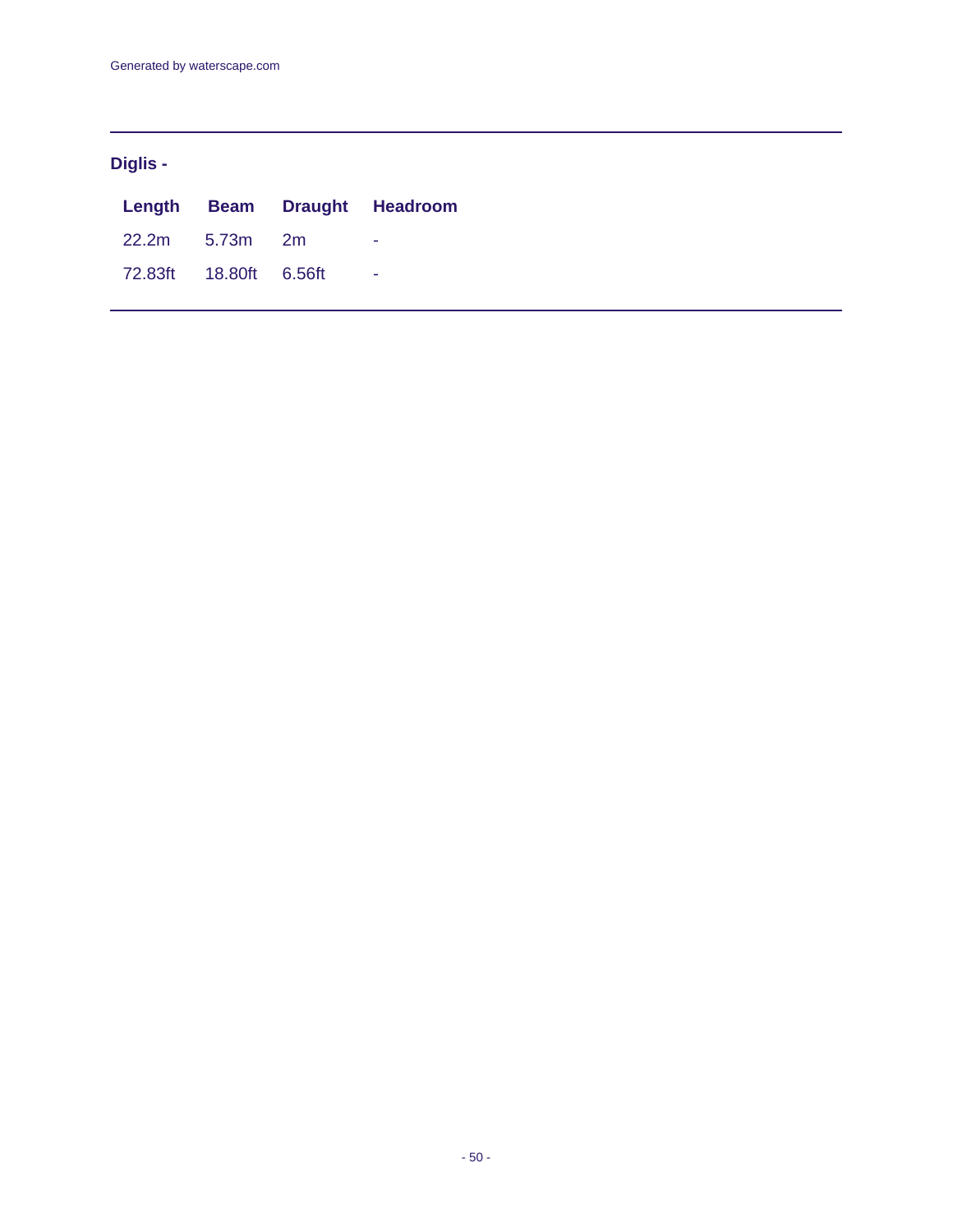## Diglis -

| Length | Beam | Draught | Headroom |
| --- | --- | --- | --- |
| 22.2m | 5.73m | 2m | - |
| 72.83ft | 18.80ft | 6.56ft | - |